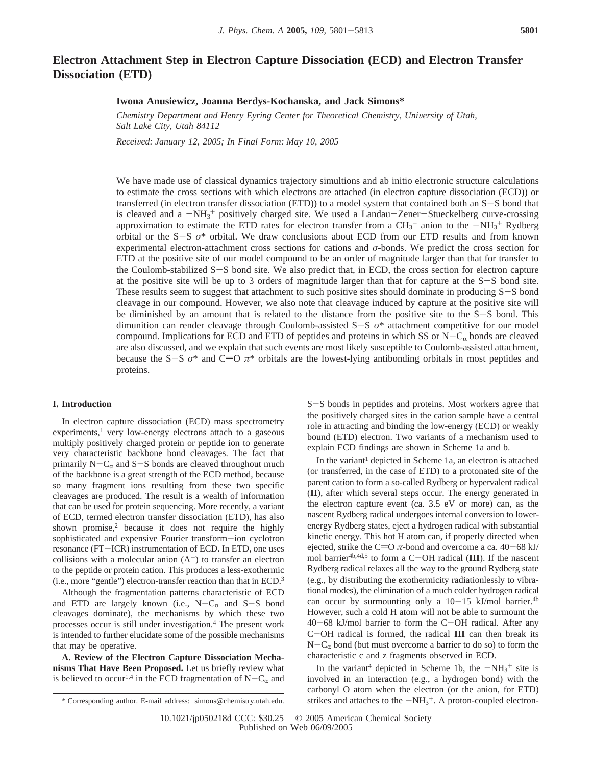# Electron Attachment Step in Electron Capture Dissociation (ECD) and Electron Transfer Dissociation (ETD)

**Iwona Anusiewicz, Joanna Berdys-Kochanska, and Jack Simons***

*Chemistry Department and Henry Eyring Center for Theoretical Chemistry, University of Utah, Salt Lake City, Utah 84112*

*Received: January 12, 2005; In Final Form: May 10, 2005*

We have made use of classical dynamics trajectory simultions and ab initio electronic structure calculations to estimate the cross sections with which electrons are attached (in electron capture dissociation (ECD)) or transferred (in electron transfer dissociation (ETD)) to a model system that contained both an S−S bond that is cleaved and a $-NH_3^+$ positively charged site. We used a Landau−Zener−Stueckelberg curve-crossing approximation to estimate the ETD rates for electron transfer from a $CH_3^-$ anion to the $-NH_3^+$ Rydberg orbital or the S−S $\sigma^*$ orbital. We draw conclusions about ECD from our ETD results and from known experimental electron-attachment cross sections for cations and $\sigma$-bonds. We predict the cross section for ETD at the positive site of our model compound to be an order of magnitude larger than that for transfer to the Coulomb-stabilized S−S bond site. We also predict that, in ECD, the cross section for electron capture at the positive site will be up to 3 orders of magnitude larger than that for capture at the S−S bond site. These results seem to suggest that attachment to such positive sites should dominate in producing S−S bond cleavage in our compound. However, we also note that cleavage induced by capture at the positive site will be diminished by an amount that is related to the distance from the positive site to the S−S bond. This dimunition can render cleavage through Coulomb-assisted S−S $\sigma^*$ attachment competitive for our model compound. Implications for ECD and ETD of peptides and proteins in which SS or N−$C_\alpha$ bonds are cleaved are also discussed, and we explain that such events are most likely susceptible to Coulomb-assisted attachment, because the S−S $\sigma^*$ and C=O $\pi^*$ orbitals are the lowest-lying antibonding orbitals in most peptides and proteins.

## I. Introduction

In electron capture dissociation (ECD) mass spectrometry experiments,[1] very low-energy electrons attach to a gaseous multiply positively charged protein or peptide ion to generate very characteristic backbone bond cleavages. The fact that primarily N−$C_\alpha$ and S−S bonds are cleaved throughout much of the backbone is a great strength of the ECD method, because so many fragment ions resulting from these two specific cleavages are produced. The result is a wealth of information that can be used for protein sequencing. More recently, a variant of ECD, termed electron transfer dissociation (ETD), has also shown promise,[2] because it does not require the highly sophisticated and expensive Fourier transform−ion cyclotron resonance (FT−ICR) instrumentation of ECD. In ETD, one uses collisions with a molecular anion ($A^-$) to transfer an electron to the peptide or protein cation. This produces a less-exothermic (i.e., more "gentle") electron-transfer reaction than that in ECD.[3]

Although the fragmentation patterns characteristic of ECD and ETD are largely known (i.e., N−$C_\alpha$ and S−S bond cleavages dominate), the mechanisms by which these two processes occur is still under investigation.[4] The present work is intended to further elucidate some of the possible mechanisms that may be operative.

**A. Review of the Electron Capture Dissociation Mechanisms That Have Been Proposed.** Let us briefly review what is believed to occur[1,4] in the ECD fragmentation of N−$C_\alpha$ and S−S bonds in peptides and proteins. Most workers agree that the positively charged sites in the cation sample have a central role in attracting and binding the low-energy (ECD) or weakly bound (ETD) electron. Two variants of a mechanism used to explain ECD findings are shown in Scheme 1a and b.

In the variant[1] depicted in Scheme 1a, an electron is attached (or transferred, in the case of ETD) to a protonated site of the parent cation to form a so-called Rydberg or hypervalent radical (**II**), after which several steps occur. The energy generated in the electron capture event (ca. 3.5 eV or more) can, as the nascent Rydberg radical undergoes internal conversion to lower-energy Rydberg states, eject a hydrogen radical with substantial kinetic energy. This hot H atom can, if properly directed when ejected, strike the C=O $\pi$-bond and overcome a ca. 40−68 kJ/mol barrier[4b,4d,5] to form a C−OH radical (**III**). If the nascent Rydberg radical relaxes all the way to the ground Rydberg state (e.g., by distributing the exothermicity radiationlessly to vibrational modes), the elimination of a much colder hydrogen radical can occur by surmounting only a 10−15 kJ/mol barrier.[4b] However, such a cold H atom will not be able to surmount the 40−68 kJ/mol barrier to form the C−OH radical. After any C−OH radical is formed, the radical **III** can then break its N−$C_\alpha$ bond (but must overcome a barrier to do so) to form the characteristic c and z fragments observed in ECD.

In the variant[4] depicted in Scheme 1b, the $-NH_3^+$ site is involved in an interaction (e.g., a hydrogen bond) with the carbonyl O atom when the electron (or the anion, for ETD) strikes and attaches to the $-NH_3^+$. A proton-coupled electron-

\* Corresponding author. E-mail address: simons@chemistry.utah.edu.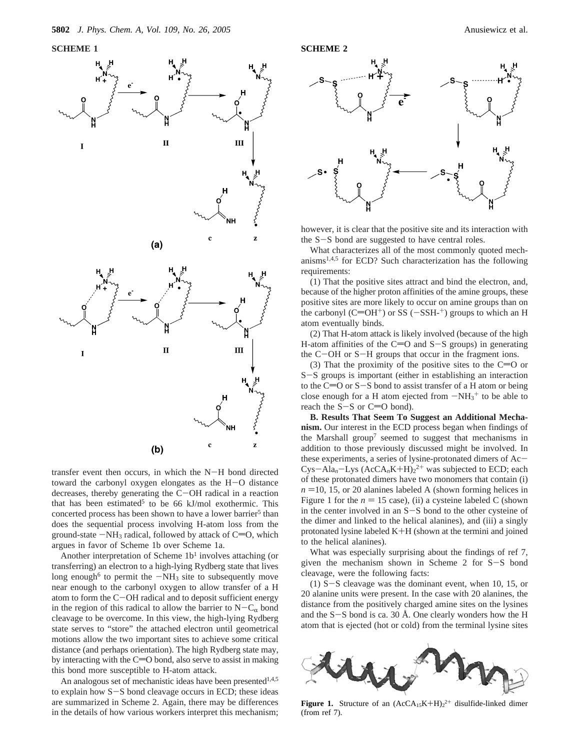**SCHEME 1**

**SCHEME 2**

transfer event then occurs, in which the N−H bond directed toward the carbonyl oxygen elongates as the H−O distance decreases, thereby generating the C−OH radical in a reaction that has been estimated[5] to be 66 kJ/mol exothermic. This concerted process has been shown to have a lower barrier[5] than does the sequential process involving H-atom loss from the ground-state $-NH_3$ radical, followed by attack of C=O, which argues in favor of Scheme 1b over Scheme 1a.

Another interpretation of Scheme 1b[1] involves attaching (or transferring) an electron to a high-lying Rydberg state that lives long enough[6] to permit the $-NH_3$ site to subsequently move near enough to the carbonyl oxygen to allow transfer of a H atom to form the C−OH radical and to deposit sufficient energy in the region of this radical to allow the barrier to $N-C_\alpha$ bond cleavage to be overcome. In this view, the high-lying Rydberg state serves to "store" the attached electron until geometrical motions allow the two important sites to achieve some critical distance (and perhaps orientation). The high Rydberg state may, by interacting with the C=O bond, also serve to assist in making this bond more susceptible to H-atom attack.

An analogous set of mechanistic ideas have been presented[1,4,5] to explain how S−S bond cleavage occurs in ECD; these ideas are summarized in Scheme 2. Again, there may be differences in the details of how various workers interpret this mechanism; however, it is clear that the positive site and its interaction with the S−S bond are suggested to have central roles.

What characterizes all of the most commonly quoted mechanisms[1,4,5] for ECD? Such characterization has the following requirements:

(1) That the positive sites attract and bind the electron, and, because of the higher proton affinities of the amine groups, these positive sites are more likely to occur on amine groups than on the carbonyl ($C{=}OH^+$) or SS ($-SSH-^+$) groups to which an H atom eventually binds.

(2) That H-atom attack is likely involved (because of the high H-atom affinities of the C=O and S−S groups) in generating the C−OH or S−H groups that occur in the fragment ions.

(3) That the proximity of the positive sites to the C=O or S−S groups is important (either in establishing an interaction to the C=O or S−S bond to assist transfer of a H atom or being close enough for a H atom ejected from $-NH_3^+$ to be able to reach the S−S or C=O bond).

**B. Results That Seem To Suggest an Additional Mechanism.** Our interest in the ECD process began when findings of the Marshall group[7] seemed to suggest that mechanisms in addition to those previously discussed might be involved. In these experiments, a series of lysine-protonated dimers of Ac−Cys−$Ala_n$−Lys $(AcCA_nK{+}H)_2^{2+}$ was subjected to ECD; each of these protonated dimers have two monomers that contain (i) $n$ = 10, 15, or 20 alanines labeled A (shown forming helices in Figure 1 for the $n$ = 15 case), (ii) a cysteine labeled C (shown in the center involved in an S−S bond to the other cysteine of the dimer and linked to the helical alanines), and (iii) a singly protonated lysine labeled K+H (shown at the termini and joined to the helical alanines).

What was especially surprising about the findings of ref 7, given the mechanism shown in Scheme 2 for S−S bond cleavage, were the following facts:

(1) S−S cleavage was the dominant event, when 10, 15, or 20 alanine units were present. In the case with 20 alanines, the distance from the positively charged amine sites on the lysines and the S−S bond is ca. 30 Å. One clearly wonders how the H atom that is ejected (hot or cold) from the terminal lysine sites

**Figure 1.** Structure of an $(AcCA_{15}K{+}H)_2^{2+}$ disulfide-linked dimer (from ref 7).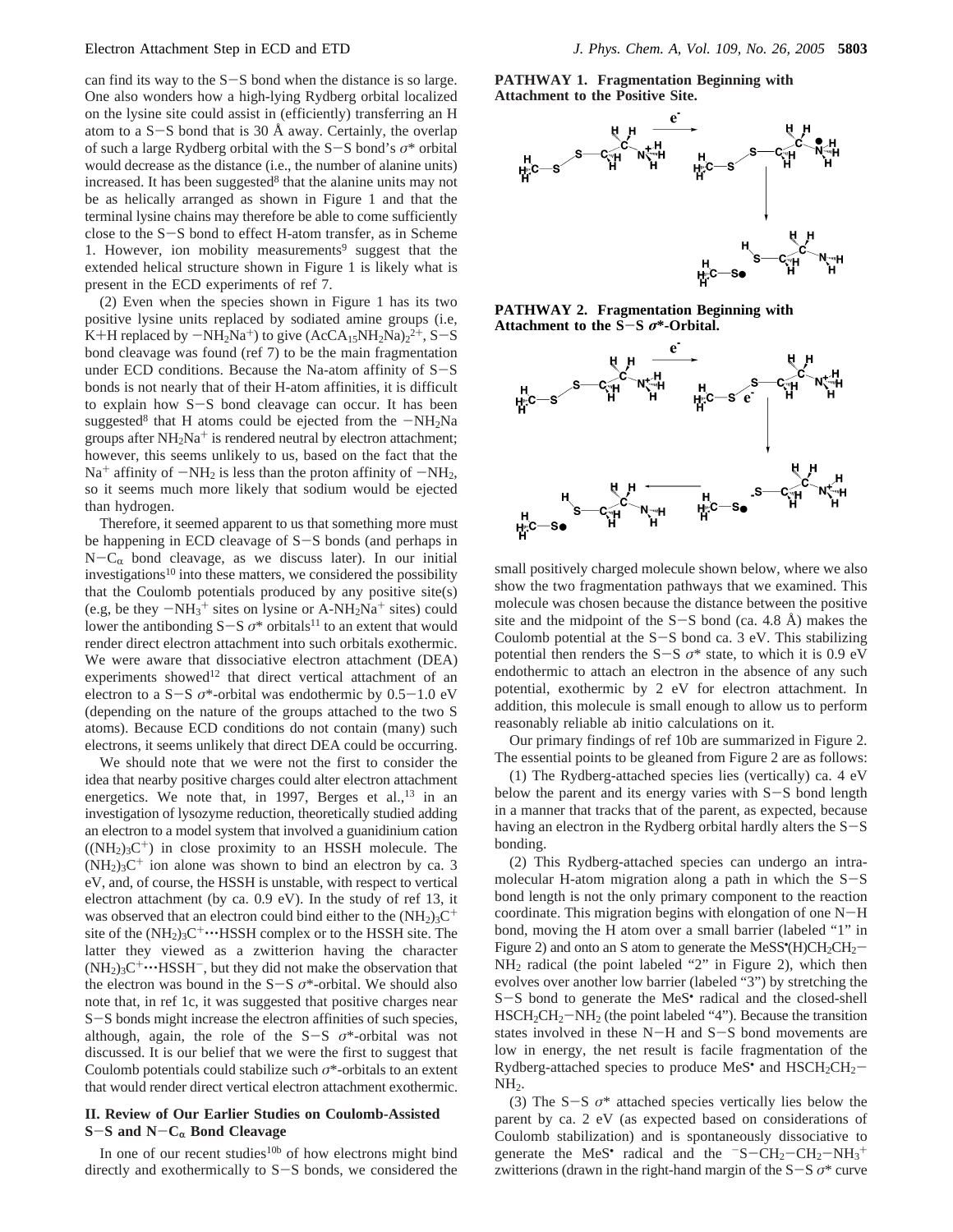can find its way to the S−S bond when the distance is so large. One also wonders how a high-lying Rydberg orbital localized on the lysine site could assist in (efficiently) transferring an H atom to a S−S bond that is 30 Å away. Certainly, the overlap of such a large Rydberg orbital with the S−S bond's σ* orbital would decrease as the distance (i.e., the number of alanine units) increased. It has been suggested[8] that the alanine units may not be as helically arranged as shown in Figure 1 and that the terminal lysine chains may therefore be able to come sufficiently close to the S−S bond to effect H-atom transfer, as in Scheme 1. However, ion mobility measurements[9] suggest that the extended helical structure shown in Figure 1 is likely what is present in the ECD experiments of ref 7.

(2) Even when the species shown in Figure 1 has its two positive lysine units replaced by sodiated amine groups (i.e, K+H replaced by $-NH_2Na^+$) to give $(AcCA_{15}NH_2Na)_2^{2+}$, S−S bond cleavage was found (ref 7) to be the main fragmentation under ECD conditions. Because the Na-atom affinity of S−S bonds is not nearly that of their H-atom affinities, it is difficult to explain how S−S bond cleavage can occur. It has been suggested[8] that H atoms could be ejected from the $-NH_2Na$ groups after $NH_2Na^+$ is rendered neutral by electron attachment; however, this seems unlikely to us, based on the fact that the $Na^+$ affinity of $-NH_2$ is less than the proton affinity of $-NH_2$, so it seems much more likely that sodium would be ejected than hydrogen.

Therefore, it seemed apparent to us that something more must be happening in ECD cleavage of S−S bonds (and perhaps in N−$C_\alpha$ bond cleavage, as we discuss later). In our initial investigations[10] into these matters, we considered the possibility that the Coulomb potentials produced by any positive site(s) (e.g, be they $-NH_3^+$ sites on lysine or A-$NH_2Na^+$ sites) could lower the antibonding S−S σ* orbitals[11] to an extent that would render direct electron attachment into such orbitals exothermic. We were aware that dissociative electron attachment (DEA) experiments showed[12] that direct vertical attachment of an electron to a S−S σ*-orbital was endothermic by 0.5−1.0 eV (depending on the nature of the groups attached to the two S atoms). Because ECD conditions do not contain (many) such electrons, it seems unlikely that direct DEA could be occurring.

We should note that we were not the first to consider the idea that nearby positive charges could alter electron attachment energetics. We note that, in 1997, Berges et al.,[13] in an investigation of lysozyme reduction, theoretically studied adding an electron to a model system that involved a guanidinium cation ($(NH_2)_3C^+$) in close proximity to an HSSH molecule. The $(NH_2)_3C^+$ ion alone was shown to bind an electron by ca. 3 eV, and, of course, the HSSH is unstable, with respect to vertical electron attachment (by ca. 0.9 eV). In the study of ref 13, it was observed that an electron could bind either to the $(NH_2)_3C^+$ site of the $(NH_2)_3C^+\cdots$HSSH complex or to the HSSH site. The latter they viewed as a zwitterion having the character $(NH_2)_3C^+\cdots HSSH^-$, but they did not make the observation that the electron was bound in the S−S σ*-orbital. We should also note that, in ref 1c, it was suggested that positive charges near S−S bonds might increase the electron affinities of such species, although, again, the role of the S−S σ*-orbital was not discussed. It is our belief that we were the first to suggest that Coulomb potentials could stabilize such σ*-orbitals to an extent that would render direct vertical electron attachment exothermic.

## II. Review of Our Earlier Studies on Coulomb-Assisted S−S and N−$C_\alpha$ Bond Cleavage

In one of our recent studies[10b] of how electrons might bind directly and exothermically to S−S bonds, we considered the small positively charged molecule shown below, where we also show the two fragmentation pathways that we examined. This molecule was chosen because the distance between the positive site and the midpoint of the S−S bond (ca. 4.8 Å) makes the Coulomb potential at the S−S bond ca. 3 eV. This stabilizing potential then renders the S−S σ* state, to which it is 0.9 eV endothermic to attach an electron in the absence of any such potential, exothermic by 2 eV for electron attachment. In addition, this molecule is small enough to allow us to perform reasonably reliable ab initio calculations on it.

**PATHWAY 1. Fragmentation Beginning with Attachment to the Positive Site.**

**PATHWAY 2. Fragmentation Beginning with Attachment to the S−S σ*-Orbital.**

Our primary findings of ref 10b are summarized in Figure 2. The essential points to be gleaned from Figure 2 are as follows:

(1) The Rydberg-attached species lies (vertically) ca. 4 eV below the parent and its energy varies with S−S bond length in a manner that tracks that of the parent, as expected, because having an electron in the Rydberg orbital hardly alters the S−S bonding.

(2) This Rydberg-attached species can undergo an intramolecular H-atom migration along a path in which the S−S bond length is not the only primary component to the reaction coordinate. This migration begins with elongation of one N−H bond, moving the H atom over a small barrier (labeled "1" in Figure 2) and onto an S atom to generate the MeSS•(H)$CH_2CH_2$−$NH_2$ radical (the point labeled "2" in Figure 2), which then evolves over another low barrier (labeled "3") by stretching the S−S bond to generate the MeS• radical and the closed-shell $HSCH_2CH_2$−$NH_2$ (the point labeled "4"). Because the transition states involved in these N−H and S−S bond movements are low in energy, the net result is facile fragmentation of the Rydberg-attached species to produce MeS• and $HSCH_2CH_2$−$NH_2$.

(3) The S−S σ* attached species vertically lies below the parent by ca. 2 eV (as expected based on considerations of Coulomb stabilization) and is spontaneously dissociative to generate the MeS• radical and the $^-$S−$CH_2$−$CH_2$−$NH_3^+$ zwitterions (drawn in the right-hand margin of the S−S σ* curve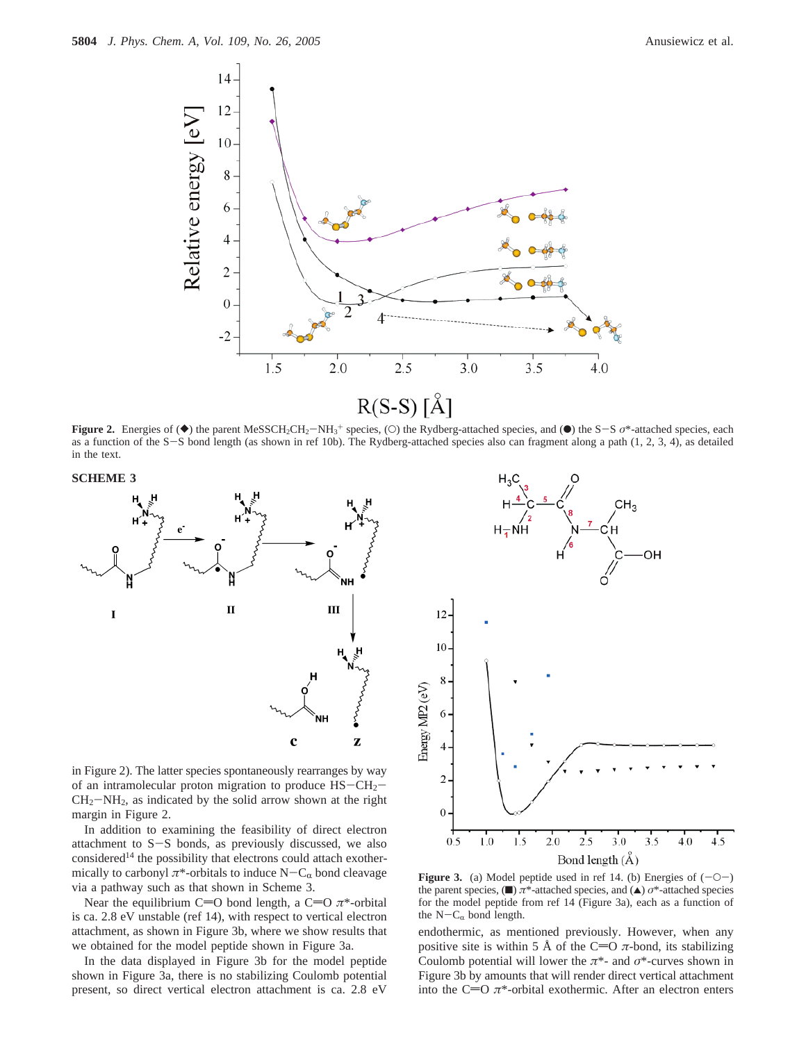**Figure 2.** Energies of (◆) the parent $MeSSCH_2CH_2{-}NH_3^+$ species, (○) the Rydberg-attached species, and (●) the S−S $\sigma^*$-attached species, each as a function of the S−S bond length (as shown in ref 10b). The Rydberg-attached species also can fragment along a path (1, 2, 3, 4), as detailed in the text.

**SCHEME 3**

**Figure 3.** (a) Model peptide used in ref 14. (b) Energies of (−○−) the parent species, (■) $\pi^*$-attached species, and (▲) $\sigma^*$-attached species for the model peptide from ref 14 (Figure 3a), each as a function of the $N{-}C_\alpha$ bond length.

in Figure 2). The latter species spontaneously rearranges by way of an intramolecular proton migration to produce $HS{-}CH_2{-}CH_2{-}NH_2$, as indicated by the solid arrow shown at the right margin in Figure 2.

In addition to examining the feasibility of direct electron attachment to S−S bonds, as previously discussed, we also considered[14] the possibility that electrons could attach exothermically to carbonyl $\pi^*$-orbitals to induce $N{-}C_\alpha$ bond cleavage via a pathway such as that shown in Scheme 3.

Near the equilibrium C=O bond length, a C=O $\pi^*$-orbital is ca. 2.8 eV unstable (ref 14), with respect to vertical electron attachment, as shown in Figure 3b, where we show results that we obtained for the model peptide shown in Figure 3a.

In the data displayed in Figure 3b for the model peptide shown in Figure 3a, there is no stabilizing Coulomb potential present, so direct vertical electron attachment is ca. 2.8 eV endothermic, as mentioned previously. However, when any positive site is within 5 Å of the C=O $\pi$-bond, its stabilizing Coulomb potential will lower the $\pi^*$- and $\sigma^*$-curves shown in Figure 3b by amounts that will render direct vertical attachment into the C=O $\pi^*$-orbital exothermic. After an electron enters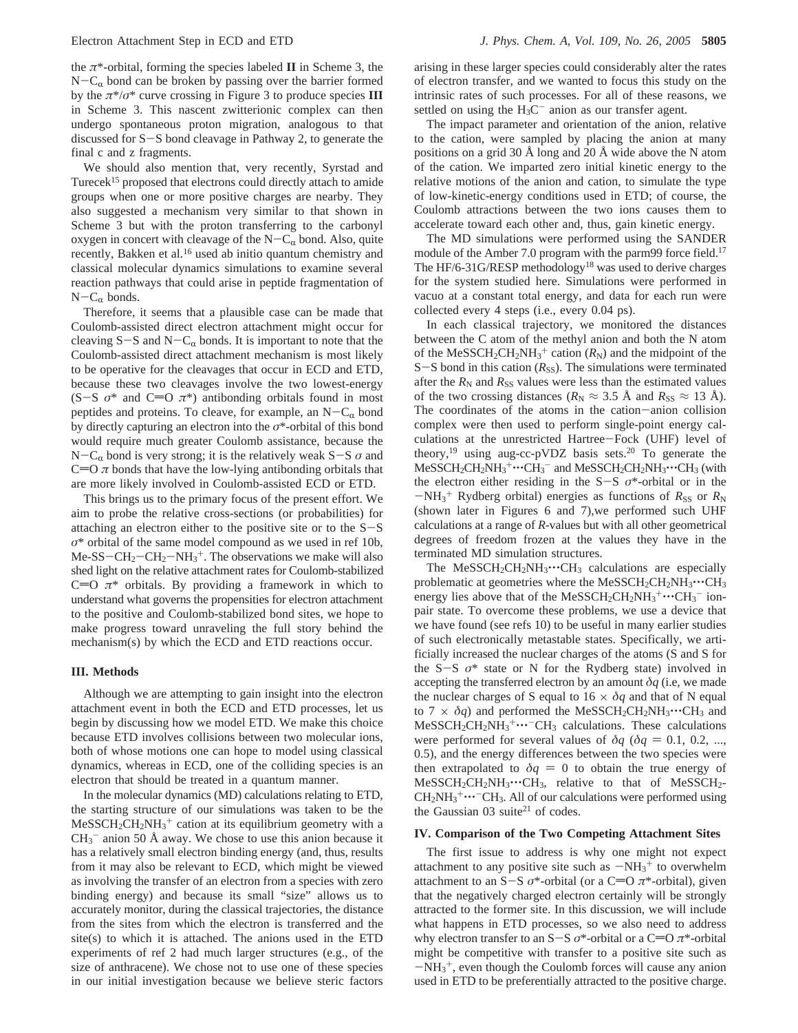the $\pi^*$-orbital, forming the species labeled **II** in Scheme 3, the $N-C_\alpha$ bond can be broken by passing over the barrier formed by the $\pi^*/\sigma^*$ curve crossing in Figure 3 to produce species **III** in Scheme 3. This nascent zwitterionic complex can then undergo spontaneous proton migration, analogous to that discussed for S−S bond cleavage in Pathway 2, to generate the final c and z fragments.

We should also mention that, very recently, Syrstad and Turecek[15] proposed that electrons could directly attach to amide groups when one or more positive charges are nearby. They also suggested a mechanism very similar to that shown in Scheme 3 but with the proton transferring to the carbonyl oxygen in concert with cleavage of the $N-C_\alpha$ bond. Also, quite recently, Bakken et al.[16] used ab initio quantum chemistry and classical molecular dynamics simulations to examine several reaction pathways that could arise in peptide fragmentation of $N-C_\alpha$ bonds.

Therefore, it seems that a plausible case can be made that Coulomb-assisted direct electron attachment might occur for cleaving S−S and $N-C_\alpha$ bonds. It is important to note that the Coulomb-assisted direct attachment mechanism is most likely to be operative for the cleavages that occur in ECD and ETD, because these two cleavages involve the two lowest-energy (S−S $\sigma^*$ and C=O $\pi^*$) antibonding orbitals found in most peptides and proteins. To cleave, for example, an $N-C_\alpha$ bond by directly capturing an electron into the $\sigma^*$-orbital of this bond would require much greater Coulomb assistance, because the $N-C_\alpha$ bond is very strong; it is the relatively weak S−S $\sigma$ and C=O $\pi$ bonds that have the low-lying antibonding orbitals that are more likely involved in Coulomb-assisted ECD or ETD.

This brings us to the primary focus of the present effort. We aim to probe the relative cross-sections (or probabilities) for attaching an electron either to the positive site or to the S−S $\sigma^*$ orbital of the same model compound as we used in ref 10b, Me-SS−$CH_2$−$CH_2$−$NH_3^+$. The observations we make will also shed light on the relative attachment rates for Coulomb-stabilized C=O $\pi^*$ orbitals. By providing a framework in which to understand what governs the propensities for electron attachment to the positive and Coulomb-stabilized bond sites, we hope to make progress toward unraveling the full story behind the mechanism(s) by which the ECD and ETD reactions occur.

### III. Methods

Although we are attempting to gain insight into the electron attachment event in both the ECD and ETD processes, let us begin by discussing how we model ETD. We make this choice because ETD involves collisions between two molecular ions, both of whose motions one can hope to model using classical dynamics, whereas in ECD, one of the colliding species is an electron that should be treated in a quantum manner.

In the molecular dynamics (MD) calculations relating to ETD, the starting structure of our simulations was taken to be the $MeSSCH_2CH_2NH_3^+$ cation at its equilibrium geometry with a $CH_3^-$ anion 50 Å away. We chose to use this anion because it has a relatively small electron binding energy (and, thus, results from it may also be relevant to ECD, which might be viewed as involving the transfer of an electron from a species with zero binding energy) and because its small "size" allows us to accurately monitor, during the classical trajectories, the distance from the sites from which the electron is transferred and the site(s) to which it is attached. The anions used in the ETD experiments of ref 2 had much larger structures (e.g., of the size of anthracene). We chose not to use one of these species in our initial investigation because we believe steric factors arising in these larger species could considerably alter the rates of electron transfer, and we wanted to focus this study on the intrinsic rates of such processes. For all of these reasons, we settled on using the $H_3C^-$ anion as our transfer agent.

The impact parameter and orientation of the anion, relative to the cation, were sampled by placing the anion at many positions on a grid 30 Å long and 20 Å wide above the N atom of the cation. We imparted zero initial kinetic energy to the relative motions of the anion and cation, to simulate the type of low-kinetic-energy conditions used in ETD; of course, the Coulomb attractions between the two ions causes them to accelerate toward each other and, thus, gain kinetic energy.

The MD simulations were performed using the SANDER module of the Amber 7.0 program with the parm99 force field.[17] The HF/6-31G/RESP methodology[18] was used to derive charges for the system studied here. Simulations were performed in vacuo at a constant total energy, and data for each run were collected every 4 steps (i.e., every 0.04 ps).

In each classical trajectory, we monitored the distances between the C atom of the methyl anion and both the N atom of the $MeSSCH_2CH_2NH_3^+$ cation ($R_N$) and the midpoint of the S−S bond in this cation ($R_{SS}$). The simulations were terminated after the $R_N$ and $R_{SS}$ values were less than the estimated values of the two crossing distances ($R_N \approx 3.5$ Å and $R_{SS} \approx 13$ Å). The coordinates of the atoms in the cation−anion collision complex were then used to perform single-point energy calculations at the unrestricted Hartree−Fock (UHF) level of theory,[19] using aug-cc-pVDZ basis sets.[20] To generate the $MeSSCH_2CH_2NH_3^+\cdots CH_3^-$ and $MeSSCH_2CH_2NH_3\cdots CH_3$ (with the electron either residing in the S−S $\sigma^*$-orbital or in the $-NH_3^+$ Rydberg orbital) energies as functions of $R_{SS}$ or $R_N$ (shown later in Figures 6 and 7), we performed such UHF calculations at a range of $R$-values but with all other geometrical degrees of freedom frozen at the values they have in the terminated MD simulation structures.

The $MeSSCH_2CH_2NH_3\cdots CH_3$ calculations are especially problematic at geometries where the $MeSSCH_2CH_2NH_3\cdots CH_3$ energy lies above that of the $MeSSCH_2CH_2NH_3^+\cdots CH_3^-$ ion-pair state. To overcome these problems, we use a device that we have found (see refs 10) to be useful in many earlier studies of such electronically metastable states. Specifically, we artificially increased the nuclear charges of the atoms (S and S for the S−S $\sigma^*$ state or N for the Rydberg state) involved in accepting the transferred electron by an amount $\delta q$ (i.e, we made the nuclear charges of S equal to $16 \times \delta q$ and that of N equal to $7 \times \delta q$) and performed the $MeSSCH_2CH_2NH_3\cdots CH_3$ and $MeSSCH_2CH_2NH_3^+\cdots {}^-CH_3$ calculations. These calculations were performed for several values of $\delta q$ ($\delta q$ = 0.1, 0.2, ..., 0.5), and the energy differences between the two species were then extrapolated to $\delta q = 0$ to obtain the true energy of $MeSSCH_2CH_2NH_3\cdots CH_3$, relative to that of $MeSSCH_2$-$CH_2NH_3^+\cdots {}^-CH_3$. All of our calculations were performed using the Gaussian 03 suite[21] of codes.

### IV. Comparison of the Two Competing Attachment Sites

The first issue to address is why one might not expect attachment to any positive site such as $-NH_3^+$ to overwhelm attachment to an S−S $\sigma^*$-orbital (or a C=O $\pi^*$-orbital), given that the negatively charged electron certainly will be strongly attracted to the former site. In this discussion, we will include what happens in ETD processes, so we also need to address why electron transfer to an S−S $\sigma^*$-orbital or a C=O $\pi^*$-orbital might be competitive with transfer to a positive site such as $-NH_3^+$, even though the Coulomb forces will cause any anion used in ETD to be preferentially attracted to the positive charge.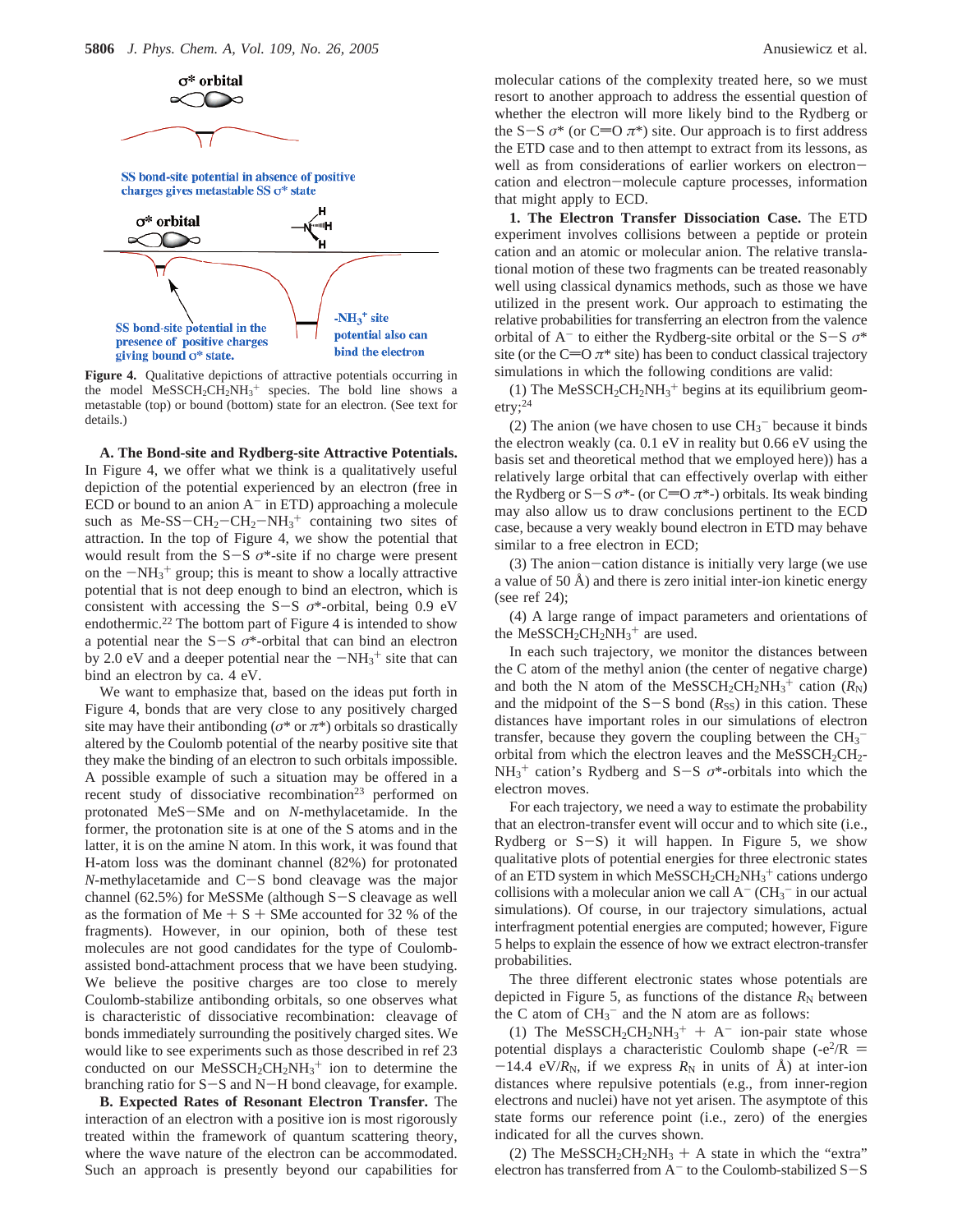σ* orbital

SS bond-site potential in absence of positive charges gives metastable SS σ* state

σ* orbital

SS bond-site potential in the presence of positive charges giving bound σ* state.

$-NH_3^+$ site potential also can bind the electron

**Figure 4.** Qualitative depictions of attractive potentials occurring in the model $MeSSCH_2CH_2NH_3^+$ species. The bold line shows a metastable (top) or bound (bottom) state for an electron. (See text for details.)

**A. The Bond-site and Rydberg-site Attractive Potentials.** In Figure 4, we offer what we think is a qualitatively useful depiction of the potential experienced by an electron (free in ECD or bound to an anion $A^-$ in ETD) approaching a molecule such as $Me\text{-}SS\text{-}CH_2\text{-}CH_2\text{-}NH_3^+$ containing two sites of attraction. In the top of Figure 4, we show the potential that would result from the S−S σ*-site if no charge were present on the $-NH_3^+$ group; this is meant to show a locally attractive potential that is not deep enough to bind an electron, which is consistent with accessing the S−S σ*-orbital, being 0.9 eV endothermic.[22] The bottom part of Figure 4 is intended to show a potential near the S−S σ*-orbital that can bind an electron by 2.0 eV and a deeper potential near the $-NH_3^+$ site that can bind an electron by ca. 4 eV.

We want to emphasize that, based on the ideas put forth in Figure 4, bonds that are very close to any positively charged site may have their antibonding (σ* or π*) orbitals so drastically altered by the Coulomb potential of the nearby positive site that they make the binding of an electron to such orbitals impossible. A possible example of such a situation may be offered in a recent study of dissociative recombination[23] performed on protonated MeS−SMe and on *N*-methylacetamide. In the former, the protonation site is at one of the S atoms and in the latter, it is on the amine N atom. In this work, it was found that H-atom loss was the dominant channel (82%) for protonated *N*-methylacetamide and C−S bond cleavage was the major channel (62.5%) for MeSSMe (although S−S cleavage as well as the formation of Me + S + SMe accounted for 32 % of the fragments). However, in our opinion, both of these test molecules are not good candidates for the type of Coulomb-assisted bond-attachment process that we have been studying. We believe the positive charges are too close to merely Coulomb-stabilize antibonding orbitals, so one observes what is characteristic of dissociative recombination: cleavage of bonds immediately surrounding the positively charged sites. We would like to see experiments such as those described in ref 23 conducted on our $MeSSCH_2CH_2NH_3^+$ ion to determine the branching ratio for S−S and N−H bond cleavage, for example.

**B. Expected Rates of Resonant Electron Transfer.** The interaction of an electron with a positive ion is most rigorously treated within the framework of quantum scattering theory, where the wave nature of the electron can be accommodated. Such an approach is presently beyond our capabilities for molecular cations of the complexity treated here, so we must resort to another approach to address the essential question of whether the electron will more likely bind to the Rydberg or the S−S σ* (or C=O π*) site. Our approach is to first address the ETD case and to then attempt to extract from its lessons, as well as from considerations of earlier workers on electron−cation and electron−molecule capture processes, information that might apply to ECD.

**1. The Electron Transfer Dissociation Case.** The ETD experiment involves collisions between a peptide or protein cation and an atomic or molecular anion. The relative translational motion of these two fragments can be treated reasonably well using classical dynamics methods, such as those we have utilized in the present work. Our approach to estimating the relative probabilities for transferring an electron from the valence orbital of $A^-$ to either the Rydberg-site orbital or the S−S σ* site (or the C=O π* site) has been to conduct classical trajectory simulations in which the following conditions are valid:

(1) The $MeSSCH_2CH_2NH_3^+$ begins at its equilibrium geometry;[24]

(2) The anion (we have chosen to use $CH_3^-$ because it binds the electron weakly (ca. 0.1 eV in reality but 0.66 eV using the basis set and theoretical method that we employed here)) has a relatively large orbital that can effectively overlap with either the Rydberg or S−S σ*- (or C=O π*-) orbitals. Its weak binding may also allow us to draw conclusions pertinent to the ECD case, because a very weakly bound electron in ETD may behave similar to a free electron in ECD;

(3) The anion−cation distance is initially very large (we use a value of 50 Å) and there is zero initial inter-ion kinetic energy (see ref 24);

(4) A large range of impact parameters and orientations of the $MeSSCH_2CH_2NH_3^+$ are used.

In each such trajectory, we monitor the distances between the C atom of the methyl anion (the center of negative charge) and both the N atom of the $MeSSCH_2CH_2NH_3^+$ cation ($R_N$) and the midpoint of the S−S bond ($R_{SS}$) in this cation. These distances have important roles in our simulations of electron transfer, because they govern the coupling between the $CH_3^-$ orbital from which the electron leaves and the $MeSSCH_2CH_2NH_3^+$ cation's Rydberg and S−S σ*-orbitals into which the electron moves.

For each trajectory, we need a way to estimate the probability that an electron-transfer event will occur and to which site (i.e., Rydberg or S−S) it will happen. In Figure 5, we show qualitative plots of potential energies for three electronic states of an ETD system in which $MeSSCH_2CH_2NH_3^+$ cations undergo collisions with a molecular anion we call $A^-$ ($CH_3^-$ in our actual simulations). Of course, in our trajectory simulations, actual interfragment potential energies are computed; however, Figure 5 helps to explain the essence of how we extract electron-transfer probabilities.

The three different electronic states whose potentials are depicted in Figure 5, as functions of the distance $R_N$ between the C atom of $CH_3^-$ and the N atom are as follows:

(1) The $MeSSCH_2CH_2NH_3^+ + A^-$ ion-pair state whose potential displays a characteristic Coulomb shape ($-e^2/R = -14.4$ eV$/R_N$, if we express $R_N$ in units of Å) at inter-ion distances where repulsive potentials (e.g., from inner-region electrons and nuclei) have not yet arisen. The asymptote of this state forms our reference point (i.e., zero) of the energies indicated for all the curves shown.

(2) The $MeSSCH_2CH_2NH_3 + A$ state in which the "extra" electron has transferred from $A^-$ to the Coulomb-stabilized S−S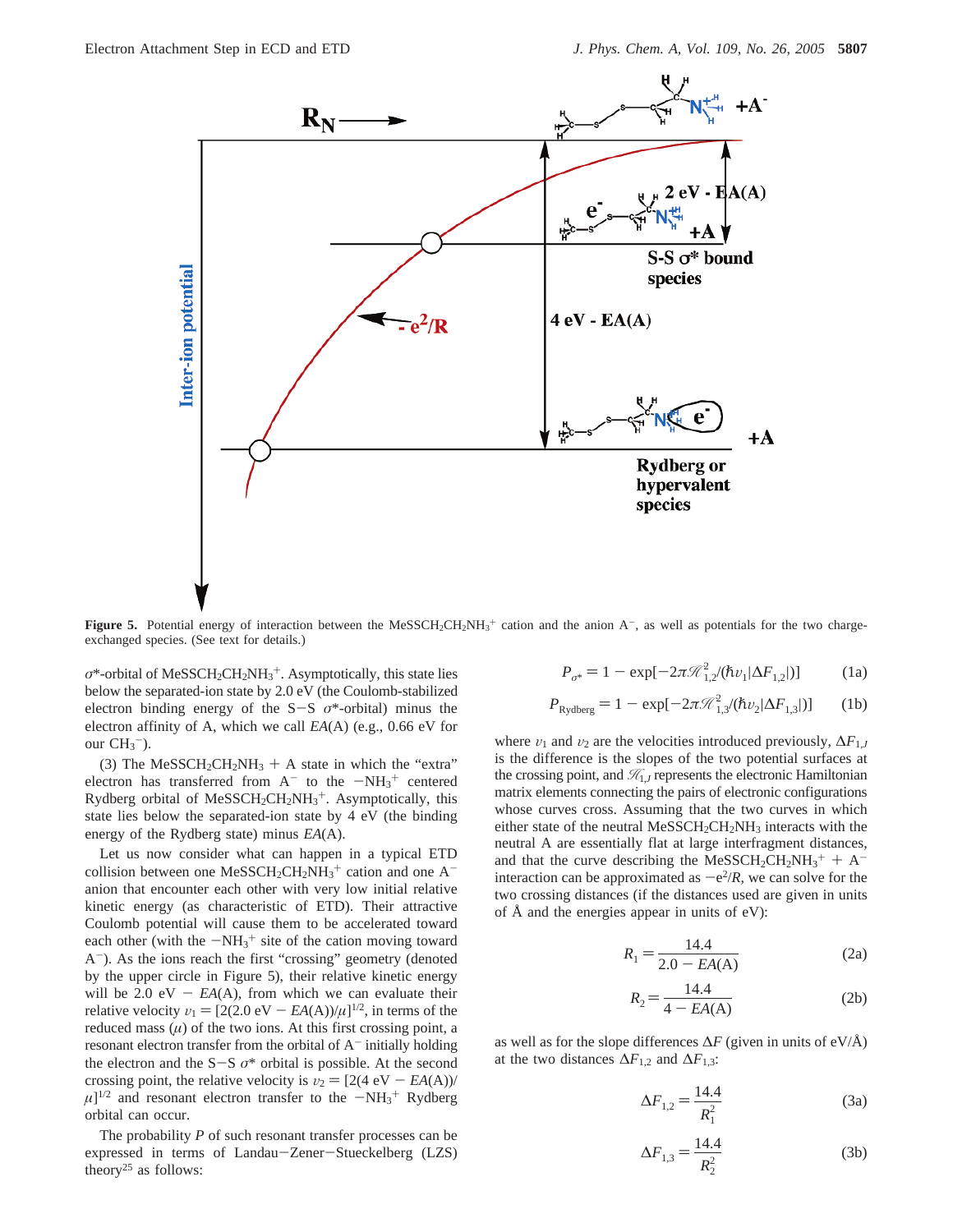**Figure 5.** Potential energy of interaction between the $MeSSCH_2CH_2NH_3^+$ cation and the anion $A^-$, as well as potentials for the two charge-exchanged species. (See text for details.)

$\sigma$*-orbital of $MeSSCH_2CH_2NH_3^+$. Asymptotically, this state lies below the separated-ion state by 2.0 eV (the Coulomb-stabilized electron binding energy of the S−S $\sigma$*-orbital) minus the electron affinity of A, which we call *EA*(A) (e.g., 0.66 eV for our $CH_3^-$).

(3) The $MeSSCH_2CH_2NH_3$ + A state in which the "extra" electron has transferred from $A^-$ to the $-NH_3^+$ centered Rydberg orbital of $MeSSCH_2CH_2NH_3^+$. Asymptotically, this state lies below the separated-ion state by 4 eV (the binding energy of the Rydberg state) minus *EA*(A).

Let us now consider what can happen in a typical ETD collision between one $MeSSCH_2CH_2NH_3^+$ cation and one $A^-$ anion that encounter each other with very low initial relative kinetic energy (as characteristic of ETD). Their attractive Coulomb potential will cause them to be accelerated toward each other (with the $-NH_3^+$ site of the cation moving toward $A^-$). As the ions reach the first "crossing" geometry (denoted by the upper circle in Figure 5), their relative kinetic energy will be 2.0 eV − *EA*(A), from which we can evaluate their relative velocity $v_1 = [2(2.0\text{ eV} - EA(\text{A}))/\mu]^{1/2}$, in terms of the reduced mass ($\mu$) of the two ions. At this first crossing point, a resonant electron transfer from the orbital of $A^-$ initially holding the electron and the S−S $\sigma$* orbital is possible. At the second crossing point, the relative velocity is $v_2 = [2(4\text{ eV} - EA(\text{A}))/\mu]^{1/2}$ and resonant electron transfer to the $-NH_3^+$ Rydberg orbital can occur.

The probability *P* of such resonant transfer processes can be expressed in terms of Landau−Zener−Stueckelberg (LZS) theory[25] as follows:

$$P_{\sigma^*} = 1 - \exp[-2\pi\mathscr{H}_{1,2}^2/(\hbar v_1|\Delta F_{1,2}|)] \tag{1a}$$

$$P_{\text{Rydberg}} = 1 - \exp[-2\pi\mathscr{H}_{1,3}^2/(\hbar v_2|\Delta F_{1,3}|)] \tag{1b}$$

where $v_1$ and $v_2$ are the velocities introduced previously, $\Delta F_{1,J}$ is the difference is the slopes of the two potential surfaces at the crossing point, and $\mathscr{H}_{1,J}$ represents the electronic Hamiltonian matrix elements connecting the pairs of electronic configurations whose curves cross. Assuming that the two curves in which either state of the neutral $MeSSCH_2CH_2NH_3$ interacts with the neutral A are essentially flat at large interfragment distances, and that the curve describing the $MeSSCH_2CH_2NH_3^+$ + $A^-$ interaction can be approximated as $-e^2/R$, we can solve for the two crossing distances (if the distances used are given in units of Å and the energies appear in units of eV):

$$R_1 = \frac{14.4}{2.0 - EA(\text{A})} \tag{2a}$$

$$R_2 = \frac{14.4}{4 - EA(\text{A})} \tag{2b}$$

as well as for the slope differences $\Delta F$ (given in units of eV/Å) at the two distances $\Delta F_{1,2}$ and $\Delta F_{1,3}$:

$$\Delta F_{1,2} = \frac{14.4}{R_1^2} \tag{3a}$$

$$\Delta F_{1,3} = \frac{14.4}{R_2^2} \tag{3b}$$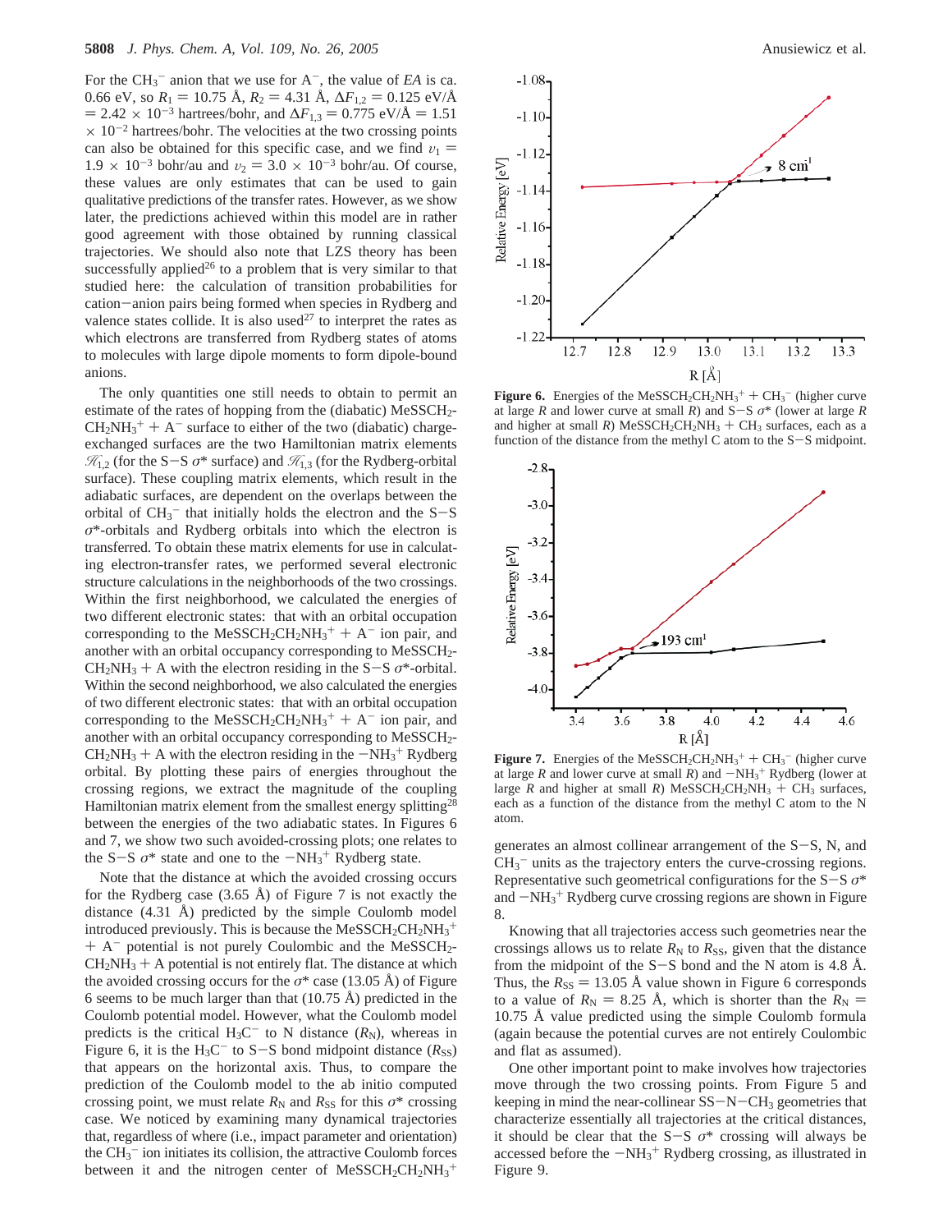For the $CH_3^-$ anion that we use for $A^-$, the value of *EA* is ca. 0.66 eV, so $R_1 = 10.75$ Å, $R_2 = 4.31$ Å, $\Delta F_{1,2} = 0.125$ eV/Å $= 2.42 \times 10^{-3}$ hartrees/bohr, and $\Delta F_{1,3} = 0.775$ eV/Å $= 1.51 \times 10^{-2}$ hartrees/bohr. The velocities at the two crossing points can also be obtained for this specific case, and we find $v_1 = 1.9 \times 10^{-3}$ bohr/au and $v_2 = 3.0 \times 10^{-3}$ bohr/au. Of course, these values are only estimates that can be used to gain qualitative predictions of the transfer rates. However, as we show later, the predictions achieved within this model are in rather good agreement with those obtained by running classical trajectories. We should also note that LZS theory has been successfully applied[26] to a problem that is very similar to that studied here: the calculation of transition probabilities for cation−anion pairs being formed when species in Rydberg and valence states collide. It is also used[27] to interpret the rates as which electrons are transferred from Rydberg states of atoms to molecules with large dipole moments to form dipole-bound anions.

The only quantities one still needs to obtain to permit an estimate of the rates of hopping from the (diabatic) $MeSSCH_2CH_2NH_3^+ + A^-$ surface to either of the two (diabatic) charge-exchanged surfaces are the two Hamiltonian matrix elements $\mathcal{H}_{1,2}$ (for the S−S σ* surface) and $\mathcal{H}_{1,3}$ (for the Rydberg-orbital surface). These coupling matrix elements, which result in the adiabatic surfaces, are dependent on the overlaps between the orbital of $CH_3^-$ that initially holds the electron and the S−S σ*-orbitals and Rydberg orbitals into which the electron is transferred. To obtain these matrix elements for use in calculating electron-transfer rates, we performed several electronic structure calculations in the neighborhoods of the two crossings. Within the first neighborhood, we calculated the energies of two different electronic states: that with an orbital occupation corresponding to the $MeSSCH_2CH_2NH_3^+ + A^-$ ion pair, and another with an orbital occupancy corresponding to $MeSSCH_2CH_2NH_3 + A$ with the electron residing in the S−S σ*-orbital. Within the second neighborhood, we also calculated the energies of two different electronic states: that with an orbital occupation corresponding to the $MeSSCH_2CH_2NH_3^+ + A^-$ ion pair, and another with an orbital occupancy corresponding to $MeSSCH_2CH_2NH_3 + A$ with the electron residing in the $-NH_3^+$ Rydberg orbital. By plotting these pairs of energies throughout the crossing regions, we extract the magnitude of the coupling Hamiltonian matrix element from the smallest energy splitting[28] between the energies of the two adiabatic states. In Figures 6 and 7, we show two such avoided-crossing plots; one relates to the S−S σ* state and one to the $-NH_3^+$ Rydberg state.

Note that the distance at which the avoided crossing occurs for the Rydberg case (3.65 Å) of Figure 7 is not exactly the distance (4.31 Å) predicted by the simple Coulomb model introduced previously. This is because the $MeSSCH_2CH_2NH_3^+ + A^-$ potential is not purely Coulombic and the $MeSSCH_2CH_2NH_3 + A$ potential is not entirely flat. The distance at which the avoided crossing occurs for the σ* case (13.05 Å) of Figure 6 seems to be much larger than that (10.75 Å) predicted in the Coulomb potential model. However, what the Coulomb model predicts is the critical $H_3C^-$ to N distance ($R_N$), whereas in Figure 6, it is the $H_3C^-$ to S−S bond midpoint distance ($R_{SS}$) that appears on the horizontal axis. Thus, to compare the prediction of the Coulomb model to the ab initio computed crossing point, we must relate $R_N$ and $R_{SS}$ for this σ* crossing case. We noticed by examining many dynamical trajectories that, regardless of where (i.e., impact parameter and orientation) the $CH_3^-$ ion initiates its collision, the attractive Coulomb forces between it and the nitrogen center of $MeSSCH_2CH_2NH_3^+$ generates an almost collinear arrangement of the S−S, N, and $CH_3^-$ units as the trajectory enters the curve-crossing regions. Representative such geometrical configurations for the S−S σ* and $-NH_3^+$ Rydberg curve crossing regions are shown in Figure 8.

**Figure 6.** Energies of the $MeSSCH_2CH_2NH_3^+ + CH_3^-$ (higher curve at large *R* and lower curve at small *R*) and S−S σ* (lower at large *R* and higher at small *R*) $MeSSCH_2CH_2NH_3 + CH_3$ surfaces, each as a function of the distance from the methyl C atom to the S−S midpoint.

**Figure 7.** Energies of the $MeSSCH_2CH_2NH_3^+ + CH_3^-$ (higher curve at large *R* and lower curve at small *R*) and $-NH_3^+$ Rydberg (lower at large *R* and higher at small *R*) $MeSSCH_2CH_2NH_3 + CH_3$ surfaces, each as a function of the distance from the methyl C atom to the N atom.

Knowing that all trajectories access such geometries near the crossings allows us to relate $R_N$ to $R_{SS}$, given that the distance from the midpoint of the S−S bond and the N atom is 4.8 Å. Thus, the $R_{SS} = 13.05$ Å value shown in Figure 6 corresponds to a value of $R_N = 8.25$ Å, which is shorter than the $R_N = 10.75$ Å value predicted using the simple Coulomb formula (again because the potential curves are not entirely Coulombic and flat as assumed).

One other important point to make involves how trajectories move through the two crossing points. From Figure 5 and keeping in mind the near-collinear $SS-N-CH_3$ geometries that characterize essentially all trajectories at the critical distances, it should be clear that the S−S σ* crossing will always be accessed before the $-NH_3^+$ Rydberg crossing, as illustrated in Figure 9.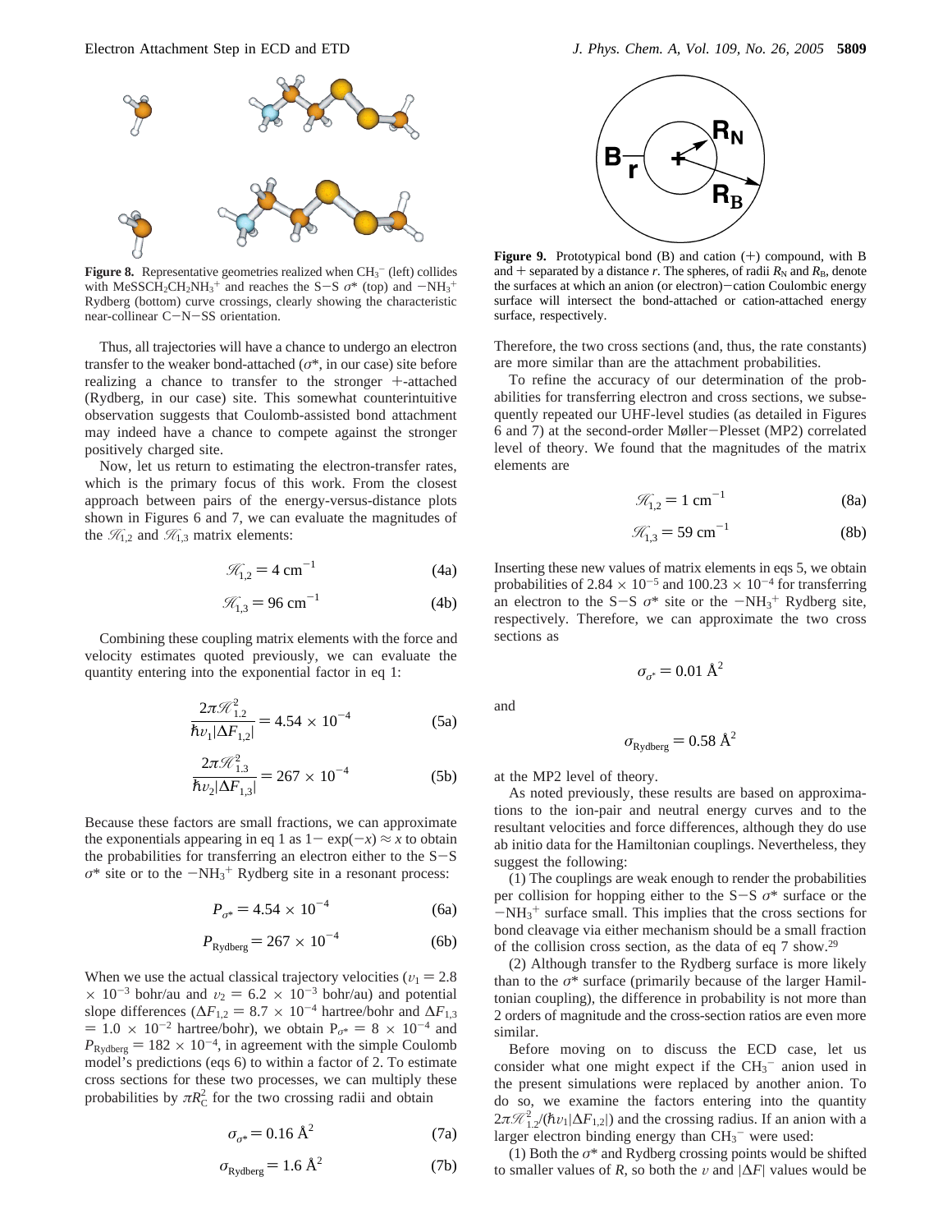**Figure 8.** Representative geometries realized when $CH_3^-$ (left) collides with $MeSSCH_2CH_2NH_3^+$ and reaches the S−S $\sigma^*$ (top) and $-NH_3^+$ Rydberg (bottom) curve crossings, clearly showing the characteristic near-collinear C−N−SS orientation.

Thus, all trajectories will have a chance to undergo an electron transfer to the weaker bond-attached ($\sigma^*$, in our case) site before realizing a chance to transfer to the stronger +-attached (Rydberg, in our case) site. This somewhat counterintuitive observation suggests that Coulomb-assisted bond attachment may indeed have a chance to compete against the stronger positively charged site.

Now, let us return to estimating the electron-transfer rates, which is the primary focus of this work. From the closest approach between pairs of the energy-versus-distance plots shown in Figures 6 and 7, we can evaluate the magnitudes of the $\mathscr{H}_{1,2}$ and $\mathscr{H}_{1,3}$ matrix elements:

$$\mathscr{H}_{1,2} = 4 \text{ cm}^{-1} \tag{4a}$$

$$\mathscr{H}_{1,3} = 96 \text{ cm}^{-1} \tag{4b}$$

Combining these coupling matrix elements with the force and velocity estimates quoted previously, we can evaluate the quantity entering into the exponential factor in eq 1:

$$\frac{2\pi\mathscr{H}_{1,2}^2}{\hbar v_1|\Delta F_{1,2}|} = 4.54 \times 10^{-4} \tag{5a}$$

$$\frac{2\pi\mathscr{H}_{1,3}^2}{\hbar v_2|\Delta F_{1,3}|} = 267 \times 10^{-4} \tag{5b}$$

Because these factors are small fractions, we can approximate the exponentials appearing in eq 1 as $1 - \exp(-x) \approx x$ to obtain the probabilities for transferring an electron either to the S−S $\sigma^*$ site or to the $-NH_3^+$ Rydberg site in a resonant process:

$$P_{\sigma^*} = 4.54 \times 10^{-4} \tag{6a}$$

$$P_{\text{Rydberg}} = 267 \times 10^{-4} \tag{6b}$$

When we use the actual classical trajectory velocities ($v_1 = 2.8 \times 10^{-3}$ bohr/au and $v_2 = 6.2 \times 10^{-3}$ bohr/au) and potential slope differences ($\Delta F_{1,2} = 8.7 \times 10^{-4}$ hartree/bohr and $\Delta F_{1,3} = 1.0 \times 10^{-2}$ hartree/bohr), we obtain $P_{\sigma^*} = 8 \times 10^{-4}$ and $P_{\text{Rydberg}} = 182 \times 10^{-4}$, in agreement with the simple Coulomb model's predictions (eqs 6) to within a factor of 2. To estimate cross sections for these two processes, we can multiply these probabilities by $\pi R_C^2$ for the two crossing radii and obtain

$$\sigma_{\sigma^*} = 0.16 \text{ Å}^2 \tag{7a}$$

$$\sigma_{\text{Rydberg}} = 1.6 \text{ Å}^2 \tag{7b}$$

**Figure 9.** Prototypical bond (B) and cation (+) compound, with B and + separated by a distance $r$. The spheres, of radii $R_N$ and $R_B$, denote the surfaces at which an anion (or electron)−cation Coulombic energy surface will intersect the bond-attached or cation-attached energy surface, respectively.

Therefore, the two cross sections (and, thus, the rate constants) are more similar than are the attachment probabilities.

To refine the accuracy of our determination of the probabilities for transferring electron and cross sections, we subsequently repeated our UHF-level studies (as detailed in Figures 6 and 7) at the second-order Møller−Plesset (MP2) correlated level of theory. We found that the magnitudes of the matrix elements are

$$\mathscr{H}_{1,2} = 1 \text{ cm}^{-1} \tag{8a}$$

$$\mathscr{H}_{1,3} = 59 \text{ cm}^{-1} \tag{8b}$$

Inserting these new values of matrix elements in eqs 5, we obtain probabilities of $2.84 \times 10^{-5}$ and $100.23 \times 10^{-4}$ for transferring an electron to the S−S $\sigma^*$ site or the $-NH_3^+$ Rydberg site, respectively. Therefore, we can approximate the two cross sections as

$$\sigma_{\sigma^*} = 0.01 \text{ Å}^2$$

and

$$\sigma_{\text{Rydberg}} = 0.58 \text{ Å}^2$$

at the MP2 level of theory.

As noted previously, these results are based on approximations to the ion-pair and neutral energy curves and to the resultant velocities and force differences, although they do use ab initio data for the Hamiltonian couplings. Nevertheless, they suggest the following:

(1) The couplings are weak enough to render the probabilities per collision for hopping either to the S−S $\sigma^*$ surface or the $-NH_3^+$ surface small. This implies that the cross sections for bond cleavage via either mechanism should be a small fraction of the collision cross section, as the data of eq 7 show.[29]

(2) Although transfer to the Rydberg surface is more likely than to the $\sigma^*$ surface (primarily because of the larger Hamiltonian coupling), the difference in probability is not more than 2 orders of magnitude and the cross-section ratios are even more similar.

Before moving on to discuss the ECD case, let us consider what one might expect if the $CH_3^-$ anion used in the present simulations were replaced by another anion. To do so, we examine the factors entering into the quantity $2\pi\mathscr{H}_{1,2}^2/(\hbar v_1|\Delta F_{1,2}|)$ and the crossing radius. If an anion with a larger electron binding energy than $CH_3^-$ were used:

(1) Both the $\sigma^*$ and Rydberg crossing points would be shifted to smaller values of $R$, so both the $v$ and $|\Delta F|$ values would be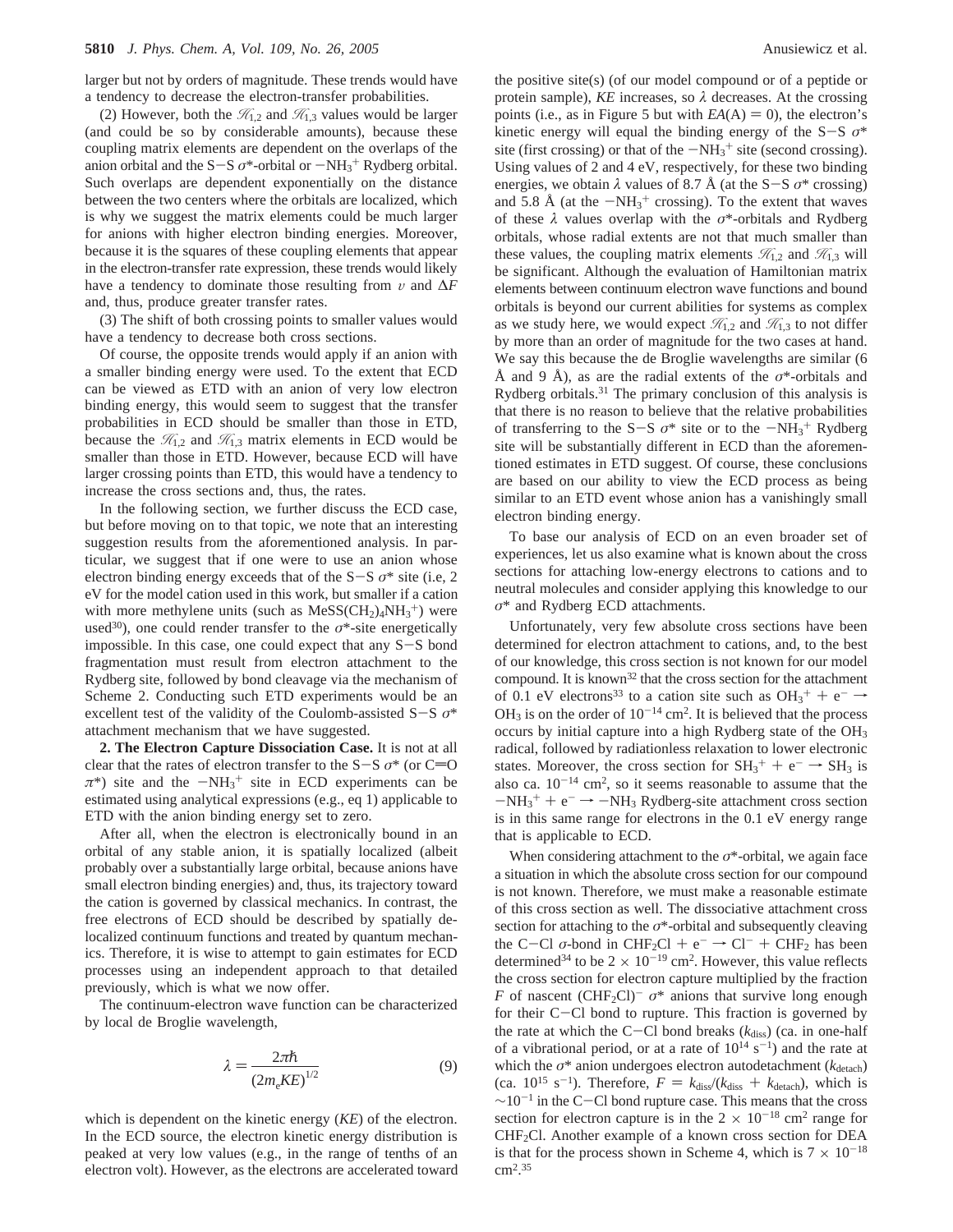larger but not by orders of magnitude. These trends would have a tendency to decrease the electron-transfer probabilities.

(2) However, both the $\mathscr{H}_{1,2}$ and $\mathscr{H}_{1,3}$ values would be larger (and could be so by considerable amounts), because these coupling matrix elements are dependent on the overlaps of the anion orbital and the S−S $\sigma^*$-orbital or $-NH_3^+$ Rydberg orbital. Such overlaps are dependent exponentially on the distance between the two centers where the orbitals are localized, which is why we suggest the matrix elements could be much larger for anions with higher electron binding energies. Moreover, because it is the squares of these coupling elements that appear in the electron-transfer rate expression, these trends would likely have a tendency to dominate those resulting from $v$ and $\Delta F$ and, thus, produce greater transfer rates.

(3) The shift of both crossing points to smaller values would have a tendency to decrease both cross sections.

Of course, the opposite trends would apply if an anion with a smaller binding energy were used. To the extent that ECD can be viewed as ETD with an anion of very low electron binding energy, this would seem to suggest that the transfer probabilities in ECD should be smaller than those in ETD, because the $\mathscr{H}_{1,2}$ and $\mathscr{H}_{1,3}$ matrix elements in ECD would be smaller than those in ETD. However, because ECD will have larger crossing points than ETD, this would have a tendency to increase the cross sections and, thus, the rates.

In the following section, we further discuss the ECD case, but before moving on to that topic, we note that an interesting suggestion results from the aforementioned analysis. In particular, we suggest that if one were to use an anion whose electron binding energy exceeds that of the S−S $\sigma^*$ site (i.e, 2 eV for the model cation used in this work, but smaller if a cation with more methylene units (such as $MeSS(CH_2)_4NH_3^+$) were used[30]), one could render transfer to the $\sigma^*$-site energetically impossible. In this case, one could expect that any S−S bond fragmentation must result from electron attachment to the Rydberg site, followed by bond cleavage via the mechanism of Scheme 2. Conducting such ETD experiments would be an excellent test of the validity of the Coulomb-assisted S−S $\sigma^*$ attachment mechanism that we have suggested.

**2. The Electron Capture Dissociation Case.** It is not at all clear that the rates of electron transfer to the S−S $\sigma^*$ (or C=O $\pi^*$) site and the $-NH_3^+$ site in ECD experiments can be estimated using analytical expressions (e.g., eq 1) applicable to ETD with the anion binding energy set to zero.

After all, when the electron is electronically bound in an orbital of any stable anion, it is spatially localized (albeit probably over a substantially large orbital, because anions have small electron binding energies) and, thus, its trajectory toward the cation is governed by classical mechanics. In contrast, the free electrons of ECD should be described by spatially delocalized continuum functions and treated by quantum mechanics. Therefore, it is wise to attempt to gain estimates for ECD processes using an independent approach to that detailed previously, which is what we now offer.

The continuum-electron wave function can be characterized by local de Broglie wavelength,

$$\lambda = \frac{2\pi\hbar}{(2m_e KE)^{1/2}} \tag{9}$$

which is dependent on the kinetic energy ($KE$) of the electron. In the ECD source, the electron kinetic energy distribution is peaked at very low values (e.g., in the range of tenths of an electron volt). However, as the electrons are accelerated toward the positive site(s) (of our model compound or of a peptide or protein sample), $KE$ increases, so $\lambda$ decreases. At the crossing points (i.e., as in Figure 5 but with $EA(A) = 0$), the electron's kinetic energy will equal the binding energy of the S−S $\sigma^*$ site (first crossing) or that of the $-NH_3^+$ site (second crossing). Using values of 2 and 4 eV, respectively, for these two binding energies, we obtain $\lambda$ values of 8.7 Å (at the S−S $\sigma^*$ crossing) and 5.8 Å (at the $-NH_3^+$ crossing). To the extent that waves of these $\lambda$ values overlap with the $\sigma^*$-orbitals and Rydberg orbitals, whose radial extents are not that much smaller than these values, the coupling matrix elements $\mathscr{H}_{1,2}$ and $\mathscr{H}_{1,3}$ will be significant. Although the evaluation of Hamiltonian matrix elements between continuum electron wave functions and bound orbitals is beyond our current abilities for systems as complex as we study here, we would expect $\mathscr{H}_{1,2}$ and $\mathscr{H}_{1,3}$ to not differ by more than an order of magnitude for the two cases at hand. We say this because the de Broglie wavelengths are similar (6 Å and 9 Å), as are the radial extents of the $\sigma^*$-orbitals and Rydberg orbitals.[31] The primary conclusion of this analysis is that there is no reason to believe that the relative probabilities of transferring to the S−S $\sigma^*$ site or to the $-NH_3^+$ Rydberg site will be substantially different in ECD than the aforementioned estimates in ETD suggest. Of course, these conclusions are based on our ability to view the ECD process as being similar to an ETD event whose anion has a vanishingly small electron binding energy.

To base our analysis of ECD on an even broader set of experiences, let us also examine what is known about the cross sections for attaching low-energy electrons to cations and to neutral molecules and consider applying this knowledge to our $\sigma^*$ and Rydberg ECD attachments.

Unfortunately, very few absolute cross sections have been determined for electron attachment to cations, and, to the best of our knowledge, this cross section is not known for our model compound. It is known[32] that the cross section for the attachment of 0.1 eV electrons[33] to a cation site such as $OH_3^+ + e^- \rightarrow OH_3$ is on the order of $10^{-14}$ cm$^2$. It is believed that the process occurs by initial capture into a high Rydberg state of the $OH_3$ radical, followed by radiationless relaxation to lower electronic states. Moreover, the cross section for $SH_3^+ + e^- \rightarrow SH_3$ is also ca. $10^{-14}$ cm$^2$, so it seems reasonable to assume that the $-NH_3^+ + e^- \rightarrow -NH_3$ Rydberg-site attachment cross section is in this same range for electrons in the 0.1 eV energy range that is applicable to ECD.

When considering attachment to the $\sigma^*$-orbital, we again face a situation in which the absolute cross section for our compound is not known. Therefore, we must make a reasonable estimate of this cross section as well. The dissociative attachment cross section for attaching to the $\sigma^*$-orbital and subsequently cleaving the C−Cl $\sigma$-bond in $CHF_2Cl + e^- \rightarrow Cl^- + CHF_2$ has been determined[34] to be $2 \times 10^{-19}$ cm$^2$. However, this value reflects the cross section for electron capture multiplied by the fraction $F$ of nascent $(CHF_2Cl)^-$ $\sigma^*$ anions that survive long enough for their C−Cl bond to rupture. This fraction is governed by the rate at which the C−Cl bond breaks ($k_{diss}$) (ca. in one-half of a vibrational period, or at a rate of $10^{14}$ s$^{-1}$) and the rate at which the $\sigma^*$ anion undergoes electron autodetachment ($k_{detach}$) (ca. $10^{15}$ s$^{-1}$). Therefore, $F = k_{diss}/(k_{diss} + k_{detach})$, which is $\sim 10^{-1}$ in the C−Cl bond rupture case. This means that the cross section for electron capture is in the $2 \times 10^{-18}$ cm$^2$ range for $CHF_2Cl$. Another example of a known cross section for DEA is that for the process shown in Scheme 4, which is $7 \times 10^{-18}$ cm$^2$.[35]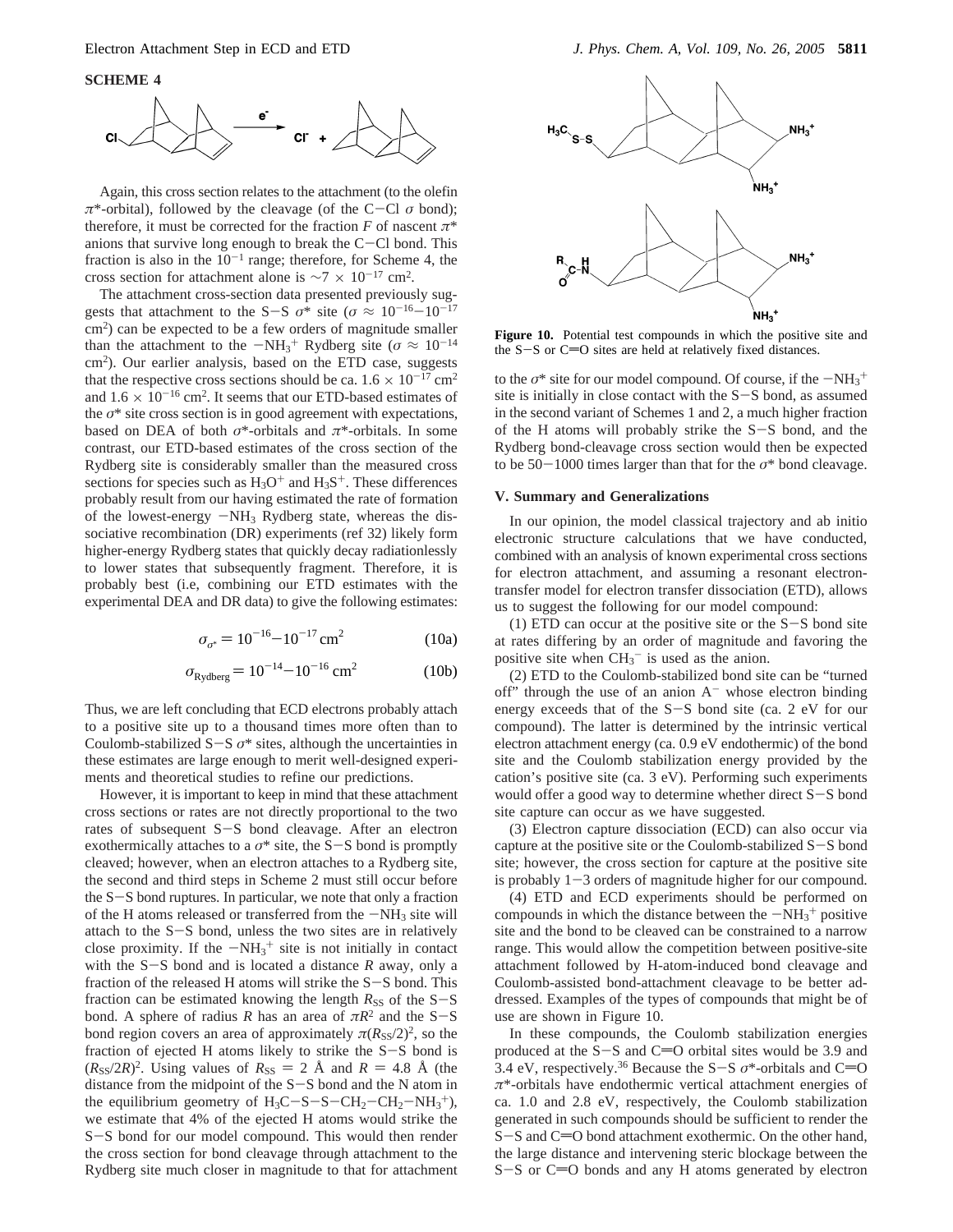**SCHEME 4**

Again, this cross section relates to the attachment (to the olefin $\pi^*$-orbital), followed by the cleavage (of the C−Cl $\sigma$ bond); therefore, it must be corrected for the fraction $F$ of nascent $\pi^*$ anions that survive long enough to break the C−Cl bond. This fraction is also in the $10^{-1}$ range; therefore, for Scheme 4, the cross section for attachment alone is $\sim 7 \times 10^{-17}$ cm$^2$.

The attachment cross-section data presented previously suggests that attachment to the S−S $\sigma^*$ site ($\sigma \approx 10^{-16}-10^{-17}$ cm$^2$) can be expected to be a few orders of magnitude smaller than the attachment to the $-NH_3^+$ Rydberg site ($\sigma \approx 10^{-14}$ cm$^2$). Our earlier analysis, based on the ETD case, suggests that the respective cross sections should be ca. $1.6 \times 10^{-17}$ cm$^2$ and $1.6 \times 10^{-16}$ cm$^2$. It seems that our ETD-based estimates of the $\sigma^*$ site cross section is in good agreement with expectations, based on DEA of both $\sigma^*$-orbitals and $\pi^*$-orbitals. In some contrast, our ETD-based estimates of the cross section of the Rydberg site is considerably smaller than the measured cross sections for species such as $H_3O^+$ and $H_3S^+$. These differences probably result from our having estimated the rate of formation of the lowest-energy $-NH_3$ Rydberg state, whereas the dissociative recombination (DR) experiments (ref 32) likely form higher-energy Rydberg states that quickly decay radiationlessly to lower states that subsequently fragment. Therefore, it is probably best (i.e, combining our ETD estimates with the experimental DEA and DR data) to give the following estimates:

$$\sigma_{\sigma^*} = 10^{-16}-10^{-17}\ \text{cm}^2 \tag{10a}$$

$$\sigma_{\text{Rydberg}} = 10^{-14}-10^{-16}\ \text{cm}^2 \tag{10b}$$

Thus, we are left concluding that ECD electrons probably attach to a positive site up to a thousand times more often than to Coulomb-stabilized S−S $\sigma^*$ sites, although the uncertainties in these estimates are large enough to merit well-designed experiments and theoretical studies to refine our predictions.

However, it is important to keep in mind that these attachment cross sections or rates are not directly proportional to the two rates of subsequent S−S bond cleavage. After an electron exothermically attaches to a $\sigma^*$ site, the S−S bond is promptly cleaved; however, when an electron attaches to a Rydberg site, the second and third steps in Scheme 2 must still occur before the S−S bond ruptures. In particular, we note that only a fraction of the H atoms released or transferred from the $-NH_3$ site will attach to the S−S bond, unless the two sites are in relatively close proximity. If the $-NH_3^+$ site is not initially in contact with the S−S bond and is located a distance $R$ away, only a fraction of the released H atoms will strike the S−S bond. This fraction can be estimated knowing the length $R_{SS}$ of the S−S bond. A sphere of radius $R$ has an area of $\pi R^2$ and the S−S bond region covers an area of approximately $\pi(R_{SS}/2)^2$, so the fraction of ejected H atoms likely to strike the S−S bond is $(R_{SS}/2R)^2$. Using values of $R_{SS}$ = 2 Å and $R$ = 4.8 Å (the distance from the midpoint of the S−S bond and the N atom in the equilibrium geometry of $H_3C-S-S-CH_2-CH_2-NH_3^+$), we estimate that 4% of the ejected H atoms would strike the S−S bond for our model compound. This would then render the cross section for bond cleavage through attachment to the Rydberg site much closer in magnitude to that for attachment to the $\sigma^*$ site for our model compound. Of course, if the $-NH_3^+$ site is initially in close contact with the S−S bond, as assumed in the second variant of Schemes 1 and 2, a much higher fraction of the H atoms will probably strike the S−S bond, and the Rydberg bond-cleavage cross section would then be expected to be 50−1000 times larger than that for the $\sigma^*$ bond cleavage.

**Figure 10.** Potential test compounds in which the positive site and the S−S or C═O sites are held at relatively fixed distances.

## V. Summary and Generalizations

In our opinion, the model classical trajectory and ab initio electronic structure calculations that we have conducted, combined with an analysis of known experimental cross sections for electron attachment, and assuming a resonant electron-transfer model for electron transfer dissociation (ETD), allows us to suggest the following for our model compound:

(1) ETD can occur at the positive site or the S−S bond site at rates differing by an order of magnitude and favoring the positive site when $CH_3^-$ is used as the anion.

(2) ETD to the Coulomb-stabilized bond site can be "turned off" through the use of an anion $A^-$ whose electron binding energy exceeds that of the S−S bond site (ca. 2 eV for our compound). The latter is determined by the intrinsic vertical electron attachment energy (ca. 0.9 eV endothermic) of the bond site and the Coulomb stabilization energy provided by the cation's positive site (ca. 3 eV). Performing such experiments would offer a good way to determine whether direct S−S bond site capture can occur as we have suggested.

(3) Electron capture dissociation (ECD) can also occur via capture at the positive site or the Coulomb-stabilized S−S bond site; however, the cross section for capture at the positive site is probably 1−3 orders of magnitude higher for our compound.

(4) ETD and ECD experiments should be performed on compounds in which the distance between the $-NH_3^+$ positive site and the bond to be cleaved can be constrained to a narrow range. This would allow the competition between positive-site attachment followed by H-atom-induced bond cleavage and Coulomb-assisted bond-attachment cleavage to be better addressed. Examples of the types of compounds that might be of use are shown in Figure 10.

In these compounds, the Coulomb stabilization energies produced at the S−S and C═O orbital sites would be 3.9 and 3.4 eV, respectively.[36] Because the S−S $\sigma^*$-orbitals and C═O $\pi^*$-orbitals have endothermic vertical attachment energies of ca. 1.0 and 2.8 eV, respectively, the Coulomb stabilization generated in such compounds should be sufficient to render the S−S and C═O bond attachment exothermic. On the other hand, the large distance and intervening steric blockage between the S−S or C═O bonds and any H atoms generated by electron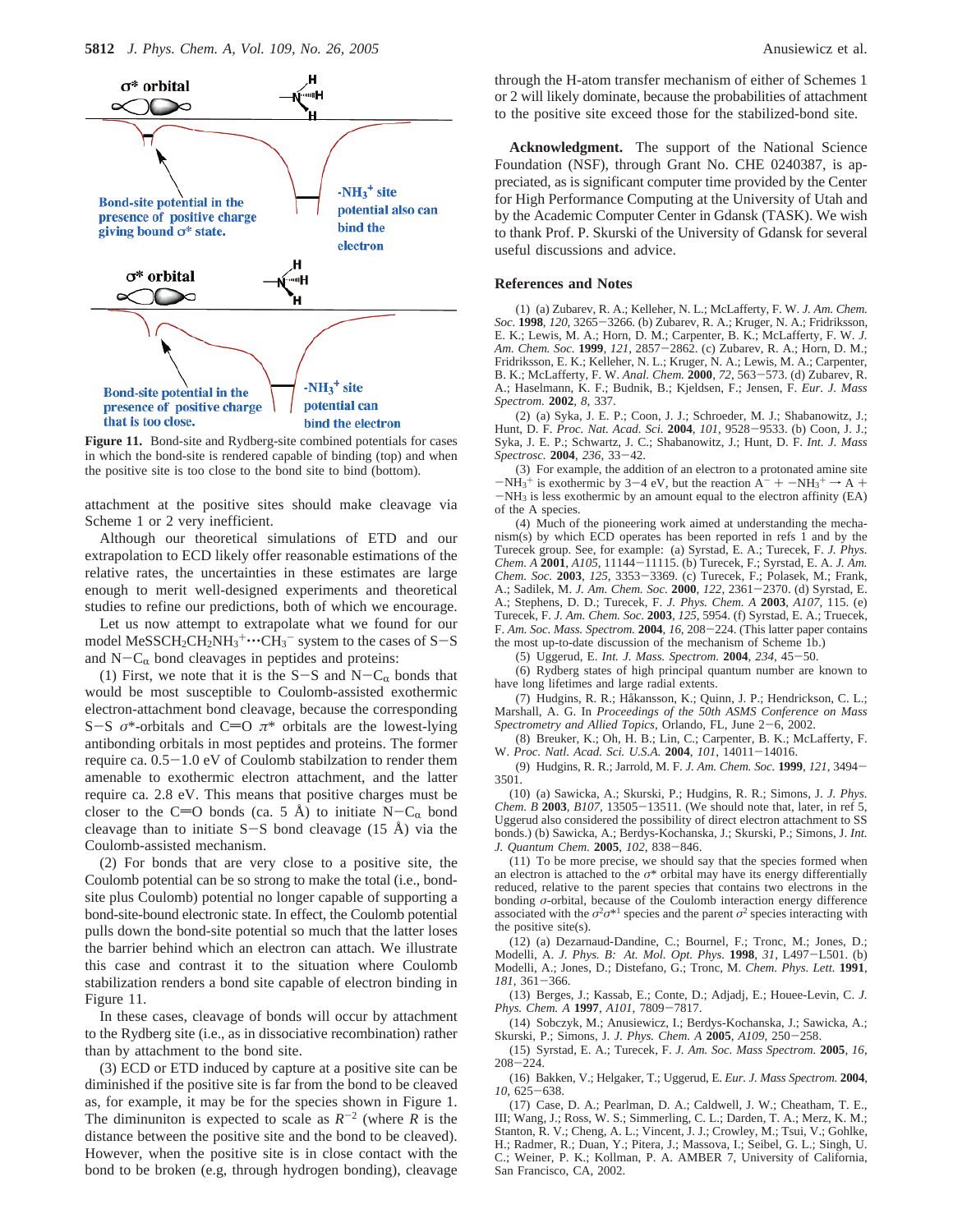Figure 11. Bond-site and Rydberg-site combined potentials for cases in which the bond-site is rendered capable of binding (top) and when the positive site is too close to the bond site to bind (bottom).

attachment at the positive sites should make cleavage via Scheme 1 or 2 very inefficient.

Although our theoretical simulations of ETD and our extrapolation to ECD likely offer reasonable estimations of the relative rates, the uncertainties in these estimates are large enough to merit well-designed experiments and theoretical studies to refine our predictions, both of which we encourage.

Let us now attempt to extrapolate what we found for our model $MeSSCH_2CH_2NH_3^+ \cdots CH_3^-$ system to the cases of S−S and N−$C_\alpha$ bond cleavages in peptides and proteins:

(1) First, we note that it is the S−S and N−$C_\alpha$ bonds that would be most susceptible to Coulomb-assisted exothermic electron-attachment bond cleavage, because the corresponding S−S $\sigma^*$-orbitals and C=O $\pi^*$ orbitals are the lowest-lying antibonding orbitals in most peptides and proteins. The former require ca. 0.5−1.0 eV of Coulomb stabilzation to render them amenable to exothermic electron attachment, and the latter require ca. 2.8 eV. This means that positive charges must be closer to the C=O bonds (ca. 5 Å) to initiate N−$C_\alpha$ bond cleavage than to initiate S−S bond cleavage (15 Å) via the Coulomb-assisted mechanism.

(2) For bonds that are very close to a positive site, the Coulomb potential can be so strong to make the total (i.e., bond-site plus Coulomb) potential no longer capable of supporting a bond-site-bound electronic state. In effect, the Coulomb potential pulls down the bond-site potential so much that the latter loses the barrier behind which an electron can attach. We illustrate this case and contrast it to the situation where Coulomb stabilization renders a bond site capable of electron binding in Figure 11.

In these cases, cleavage of bonds will occur by attachment to the Rydberg site (i.e., as in dissociative recombination) rather than by attachment to the bond site.

(3) ECD or ETD induced by capture at a positive site can be diminished if the positive site is far from the bond to be cleaved as, for example, it may be for the species shown in Figure 1. The diminuniton is expected to scale as $R^{-2}$ (where $R$ is the distance between the positive site and the bond to be cleaved). However, when the positive site is in close contact with the bond to be broken (e.g, through hydrogen bonding), cleavage through the H-atom transfer mechanism of either of Schemes 1 or 2 will likely dominate, because the probabilities of attachment to the positive site exceed those for the stabilized-bond site.

**Acknowledgment.** The support of the National Science Foundation (NSF), through Grant No. CHE 0240387, is appreciated, as is significant computer time provided by the Center for High Performance Computing at the University of Utah and by the Academic Computer Center in Gdansk (TASK). We wish to thank Prof. P. Skurski of the University of Gdansk for several useful discussions and advice.

## References and Notes

(1) (a) Zubarev, R. A.; Kelleher, N. L.; McLafferty, F. W. *J. Am. Chem. Soc.* **1998**, *120*, 3265−3266. (b) Zubarev, R. A.; Kruger, N. A.; Fridriksson, E. K.; Lewis, M. A.; Horn, D. M.; Carpenter, B. K.; McLafferty, F. W. *J. Am. Chem. Soc.* **1999**, *121*, 2857−2862. (c) Zubarev, R. A.; Horn, D. M.; Fridriksson, E. K.; Kelleher, N. L.; Kruger, N. A.; Lewis, M. A.; Carpenter, B. K.; McLafferty, F. W. *Anal. Chem.* **2000**, *72*, 563−573. (d) Zubarev, R. A.; Haselmann, K. F.; Budnik, B.; Kjeldsen, F.; Jensen, F. *Eur. J. Mass Spectrom.* **2002**, *8*, 337.

(2) (a) Syka, J. E. P.; Coon, J. J.; Schroeder, M. J.; Shabanowitz, J.; Hunt, D. F. *Proc. Nat. Acad. Sci.* **2004**, *101*, 9528−9533. (b) Coon, J. J.; Syka, J. E. P.; Schwartz, J. C.; Shabanowitz, J.; Hunt, D. F. *Int. J. Mass Spectrosc.* **2004**, *236*, 33−42.

(3) For example, the addition of an electron to a protonated amine site $-NH_3^+$ is exothermic by 3−4 eV, but the reaction $A^- + -NH_3^+ \rightarrow A + -NH_3$ is less exothermic by an amount equal to the electron affinity (EA) of the A species.

(4) Much of the pioneering work aimed at understanding the mechanism(s) by which ECD operates has been reported in refs 1 and by the Turecek group. See, for example: (a) Syrstad, E. A.; Turecek, F. *J. Phys. Chem. A* **2001**, *A105*, 11144−11115. (b) Turecek, F.; Syrstad, E. A. *J. Am. Chem. Soc.* **2003**, *125*, 3353−3369. (c) Turecek, F.; Polasek, M.; Frank, A.; Sadilek, M. *J. Am. Chem. Soc.* **2000**, *122*, 2361−2370. (d) Syrstad, E. A.; Stephens, D. D.; Turecek, F. *J. Phys. Chem. A* **2003**, *A107*, 115. (e) Turecek, F. *J. Am. Chem. Soc.* **2003**, *125*, 5954. (f) Syrstad, E. A.; Truecek, F. *Am. Soc. Mass Spectrom.* **2004**, *16*, 208−224. (This latter paper contains the most up-to-date discussion of the mechanism of Scheme 1b.)

(5) Uggerud, E. *Int. J. Mass. Spectrom.* **2004**, *234*, 45−50.

(6) Rydberg states of high principal quantum number are known to have long lifetimes and large radial extents.

(7) Hudgins, R. R.; Håkansson, K.; Quinn, J. P.; Hendrickson, C. L.; Marshall, A. G. In *Proceedings of the 50th ASMS Conference on Mass Spectrometry and Allied Topics*, Orlando, FL, June 2−6, 2002.

(8) Breuker, K.; Oh, H. B.; Lin, C.; Carpenter, B. K.; McLafferty, F. W. *Proc. Natl. Acad. Sci. U.S.A.* **2004**, *101*, 14011−14016.

(9) Hudgins, R. R.; Jarrold, M. F. *J. Am. Chem. Soc.* **1999**, *121*, 3494−3501.

(10) (a) Sawicka, A.; Skurski, P.; Hudgins, R. R.; Simons, J. *J. Phys. Chem. B* **2003**, *B107*, 13505−13511. (We should note that, later, in ref 5, Uggerud also considered the possibility of direct electron attachment to SS bonds.) (b) Sawicka, A.; Berdys-Kochanska, J.; Skurski, P.; Simons, J. *Int. J. Quantum Chem.* **2005**, *102*, 838−846.

(11) To be more precise, we should say that the species formed when an electron is attached to the $\sigma^*$ orbital may have its energy differentially reduced, relative to the parent species that contains two electrons in the bonding $\sigma$-orbital, because of the Coulomb interaction energy difference associated with the $\sigma^2\sigma^{*1}$ species and the parent $\sigma^2$ species interacting with the positive site(s).

(12) (a) Dezarnaud-Dandine, C.; Bournel, F.; Tronc, M.; Jones, D.; Modelli, A. *J. Phys. B: At. Mol. Opt. Phys.* **1998**, *31*, L497−L501. (b) Modelli, A.; Jones, D.; Distefano, G.; Tronc, M. *Chem. Phys. Lett.* **1991**, *181*, 361−366.

(13) Berges, J.; Kassab, E.; Conte, D.; Adjadj, E.; Houee-Levin, C. *J. Phys. Chem. A* **1997**, *A101*, 7809−7817.

(14) Sobczyk, M.; Anusiewicz, I.; Berdys-Kochanska, J.; Sawicka, A.; Skurski, P.; Simons, J. *J. Phys. Chem. A* **2005**, *A109*, 250−258.

(15) Syrstad, E. A.; Turecek, F. *J. Am. Soc. Mass Spectrom.* **2005**, *16*, 208−224.

(16) Bakken, V.; Helgaker, T.; Uggerud, E. *Eur. J. Mass Spectrom.* **2004**, *10*, 625−638.

(17) Case, D. A.; Pearlman, D. A.; Caldwell, J. W.; Cheatham, T. E., III; Wang, J.; Ross, W. S.; Simmerling, C. L.; Darden, T. A.; Merz, K. M.; Stanton, R. V.; Cheng, A. L.; Vincent, J. J.; Crowley, M.; Tsui, V.; Gohlke, H.; Radmer, R.; Duan, Y.; Pitera, J.; Massova, I.; Seibel, G. L.; Singh, U. C.; Weiner, P. K.; Kollman, P. A. AMBER 7, University of California, San Francisco, CA, 2002.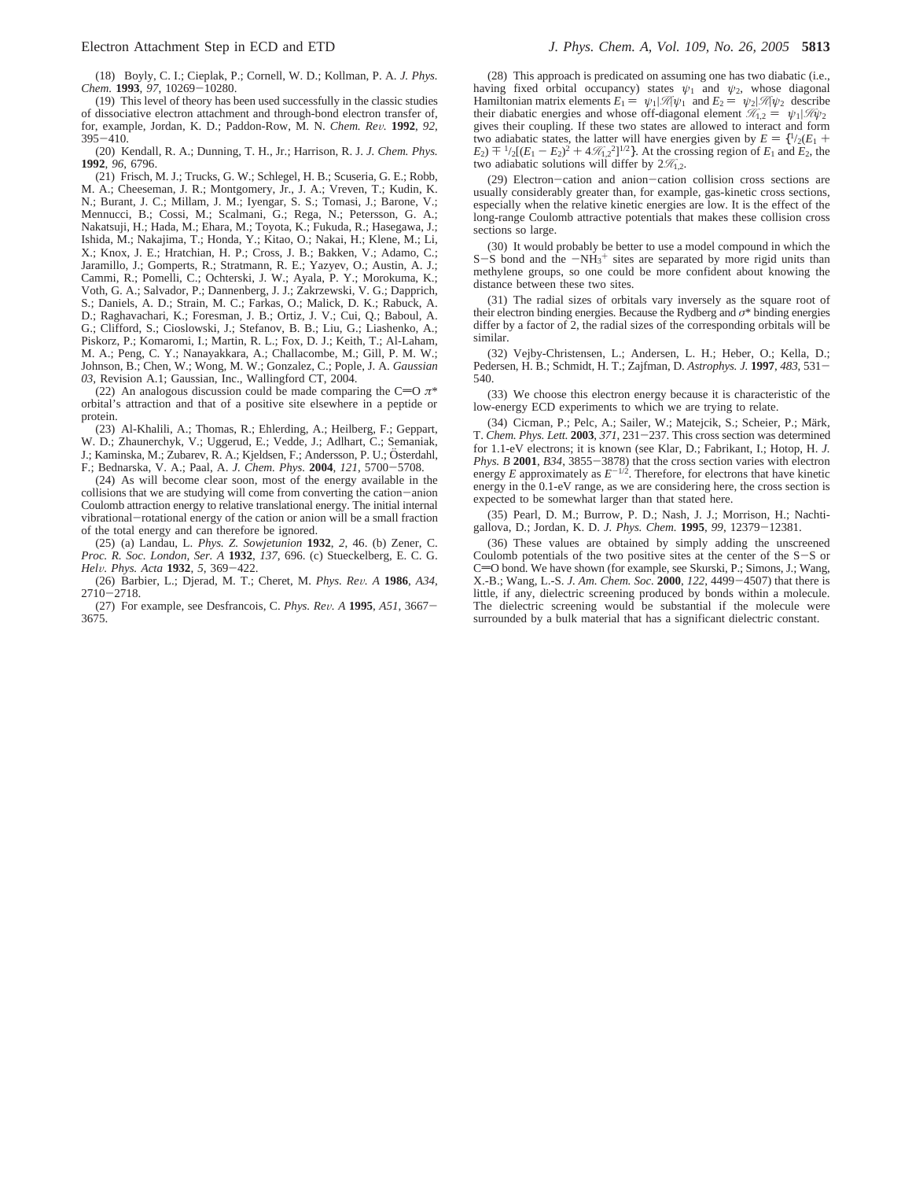(18) Boyly, C. I.; Cieplak, P.; Cornell, W. D.; Kollman, P. A. *J. Phys. Chem.* **1993**, *97*, 10269−10280.

(19) This level of theory has been used successfully in the classic studies of dissociative electron attachment and through-bond electron transfer of, for, example, Jordan, K. D.; Paddon-Row, M. N. *Chem. Rev.* **1992**, *92*, 395−410.

(20) Kendall, R. A.; Dunning, T. H., Jr.; Harrison, R. J. *J. Chem. Phys.* **1992**, *96*, 6796.

(21) Frisch, M. J.; Trucks, G. W.; Schlegel, H. B.; Scuseria, G. E.; Robb, M. A.; Cheeseman, J. R.; Montgomery, Jr., J. A.; Vreven, T.; Kudin, K. N.; Burant, J. C.; Millam, J. M.; Iyengar, S. S.; Tomasi, J.; Barone, V.; Mennucci, B.; Cossi, M.; Scalmani, G.; Rega, N.; Petersson, G. A.; Nakatsuji, H.; Hada, M.; Ehara, M.; Toyota, K.; Fukuda, R.; Hasegawa, J.; Ishida, M.; Nakajima, T.; Honda, Y.; Kitao, O.; Nakai, H.; Klene, M.; Li, X.; Knox, J. E.; Hratchian, H. P.; Cross, J. B.; Bakken, V.; Adamo, C.; Jaramillo, J.; Gomperts, R.; Stratmann, R. E.; Yazyev, O.; Austin, A. J.; Cammi, R.; Pomelli, C.; Ochterski, J. W.; Ayala, P. Y.; Morokuma, K.; Voth, G. A.; Salvador, P.; Dannenberg, J. J.; Zakrzewski, V. G.; Dapprich, S.; Daniels, A. D.; Strain, M. C.; Farkas, O.; Malick, D. K.; Rabuck, A. D.; Raghavachari, K.; Foresman, J. B.; Ortiz, J. V.; Cui, Q.; Baboul, A. G.; Clifford, S.; Cioslowski, J.; Stefanov, B. B.; Liu, G.; Liashenko, A.; Piskorz, P.; Komaromi, I.; Martin, R. L.; Fox, D. J.; Keith, T.; Al-Laham, M. A.; Peng, C. Y.; Nanayakkara, A.; Challacombe, M.; Gill, P. M. W.; Johnson, B.; Chen, W.; Wong, M. W.; Gonzalez, C.; Pople, J. A. *Gaussian 03*, Revision A.1; Gaussian, Inc., Wallingford CT, 2004.

(22) An analogous discussion could be made comparing the C=O $\pi^*$ orbital's attraction and that of a positive site elsewhere in a peptide or protein.

(23) Al-Khalili, A.; Thomas, R.; Ehlerding, A.; Heilberg, F.; Geppart, W. D.; Zhaunerchyk, V.; Uggerud, E.; Vedde, J.; Adlhart, C.; Semaniak, J.; Kaminska, M.; Zubarev, R. A.; Kjeldsen, F.; Andersson, P. U.; Österdahl, F.; Bednarska, V. A.; Paal, A. *J. Chem. Phys.* **2004**, *121*, 5700−5708.

(24) As will become clear soon, most of the energy available in the collisions that we are studying will come from converting the cation−anion Coulomb attraction energy to relative translational energy. The initial internal vibrational−rotational energy of the cation or anion will be a small fraction of the total energy and can therefore be ignored.

(25) (a) Landau, L. *Phys. Z. Sowjetunion* **1932**, *2*, 46. (b) Zener, C. *Proc. R. Soc. London, Ser. A* **1932**, *137*, 696. (c) Stueckelberg, E. C. G. *Helv. Phys. Acta* **1932**, *5*, 369−422.

(26) Barbier, L.; Djerad, M. T.; Cheret, M. *Phys. Rev. A* **1986**, *A34*, 2710−2718.

(27) For example, see Desfrancois, C. *Phys. Rev. A* **1995**, *A51*, 3667−3675.

(28) This approach is predicated on assuming one has two diabatic (i.e., having fixed orbital occupancy) states $\psi_1$ and $\psi_2$, whose diagonal Hamiltonian matrix elements $E_1 = \langle\psi_1|\mathscr{H}|\psi_1\rangle$ and $E_2 = \langle\psi_2|\mathscr{H}|\psi_2\rangle$ describe their diabatic energies and whose off-diagonal element $\mathscr{H}_{1,2} = \langle\psi_1|\mathscr{H}|\psi_2\rangle$ gives their coupling. If these two states are allowed to interact and form two adiabatic states, the latter will have energies given by $E = \{^1/_2(E_1 + E_2) \mp {}^1/_2[(E_1 - E_2)^2 + 4\mathscr{H}_{1,2}{}^2]^{1/2}\}$. At the crossing region of $E_1$ and $E_2$, the two adiabatic solutions will differ by $2\mathscr{H}_{1,2}$.

(29) Electron−cation and anion−cation collision cross sections are usually considerably greater than, for example, gas-kinetic cross sections, especially when the relative kinetic energies are low. It is the effect of the long-range Coulomb attractive potentials that makes these collision cross sections so large.

(30) It would probably be better to use a model compound in which the S−S bond and the $-NH_3^+$ sites are separated by more rigid units than methylene groups, so one could be more confident about knowing the distance between these two sites.

(31) The radial sizes of orbitals vary inversely as the square root of their electron binding energies. Because the Rydberg and $\sigma^*$ binding energies differ by a factor of 2, the radial sizes of the corresponding orbitals will be similar.

(32) Vejby-Christensen, L.; Andersen, L. H.; Heber, O.; Kella, D.; Pedersen, H. B.; Schmidt, H. T.; Zajfman, D. *Astrophys. J.* **1997**, *483*, 531−540.

(33) We choose this electron energy because it is characteristic of the low-energy ECD experiments to which we are trying to relate.

(34) Cicman, P.; Pelc, A.; Sailer, W.; Matejcik, S.; Scheier, P.; Märk, T. *Chem. Phys. Lett.* **2003**, *371*, 231−237. This cross section was determined for 1.1-eV electrons; it is known (see Klar, D.; Fabrikant, I.; Hotop, H. *J. Phys. B* **2001**, *B34*, 3855−3878) that the cross section varies with electron energy $E$ approximately as $E^{-1/2}$. Therefore, for electrons that have kinetic energy in the 0.1-eV range, as we are considering here, the cross section is expected to be somewhat larger than that stated here.

(35) Pearl, D. M.; Burrow, P. D.; Nash, J. J.; Morrison, H.; Nachtigallova, D.; Jordan, K. D. *J. Phys. Chem.* **1995**, *99*, 12379−12381.

(36) These values are obtained by simply adding the unscreened Coulomb potentials of the two positive sites at the center of the S−S or C=O bond. We have shown (for example, see Skurski, P.; Simons, J.; Wang, X.-B.; Wang, L.-S. *J. Am. Chem. Soc.* **2000**, *122*, 4499−4507) that there is little, if any, dielectric screening produced by bonds within a molecule. The dielectric screening would be substantial if the molecule were surrounded by a bulk material that has a significant dielectric constant.